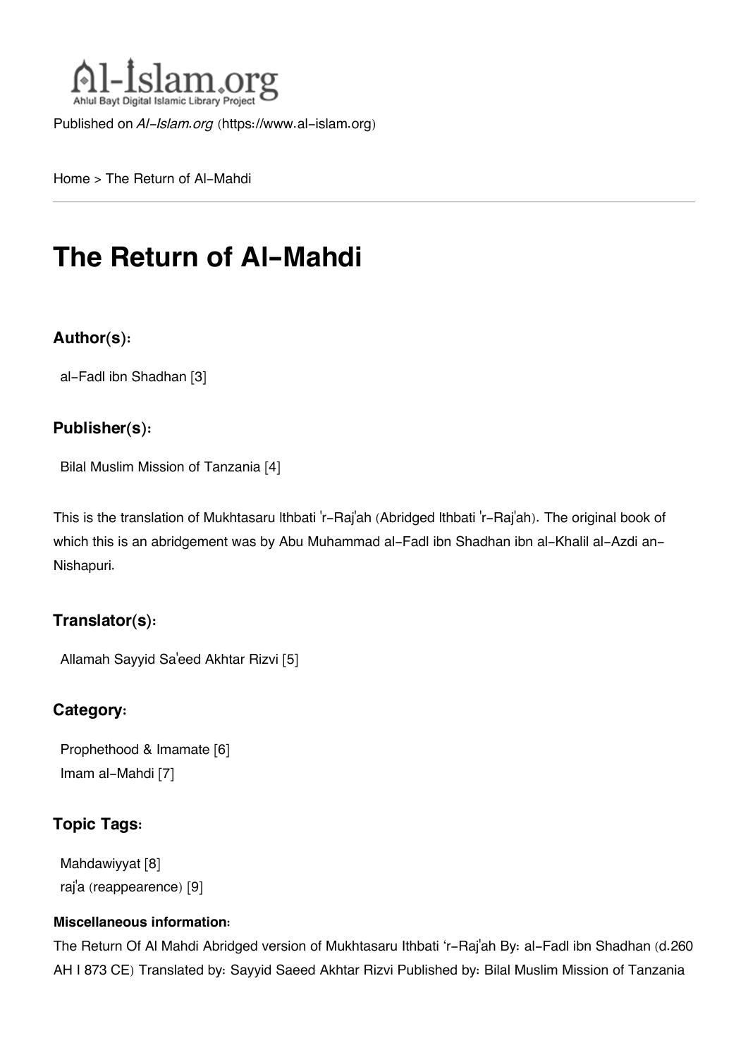Published on *Al-Islam.org* (https://www.al-islam.org)

Home > The Return of Al-Mahdi

# The Return of Al-Mahdi

### Author(s):

al-Fadl ibn Shadhan [3]

### Publisher(s):

Bilal Muslim Mission of Tanzania [4]

This is the translation of Mukhtasaru Ithbati 'r-Raj'ah (Abridged Ithbati 'r-Raj'ah). The original book of which this is an abridgement was by Abu Muhammad al-Fadl ibn Shadhan ibn al-Khalil al-Azdi an-Nishapuri.

### Translator(s):

Allamah Sayyid Sa'eed Akhtar Rizvi [5]

### Category:

Prophethood & Imamate [6]
Imam al-Mahdi [7]

### Topic Tags:

Mahdawiyyat [8]
raj'a (reappearence) [9]

#### Miscellaneous information:

The Return Of Al Mahdi Abridged version of Mukhtasaru Ithbati 'r-Raj'ah By: al-Fadl ibn Shadhan (d.260 AH I 873 CE) Translated by: Sayyid Saeed Akhtar Rizvi Published by: Bilal Muslim Mission of Tanzania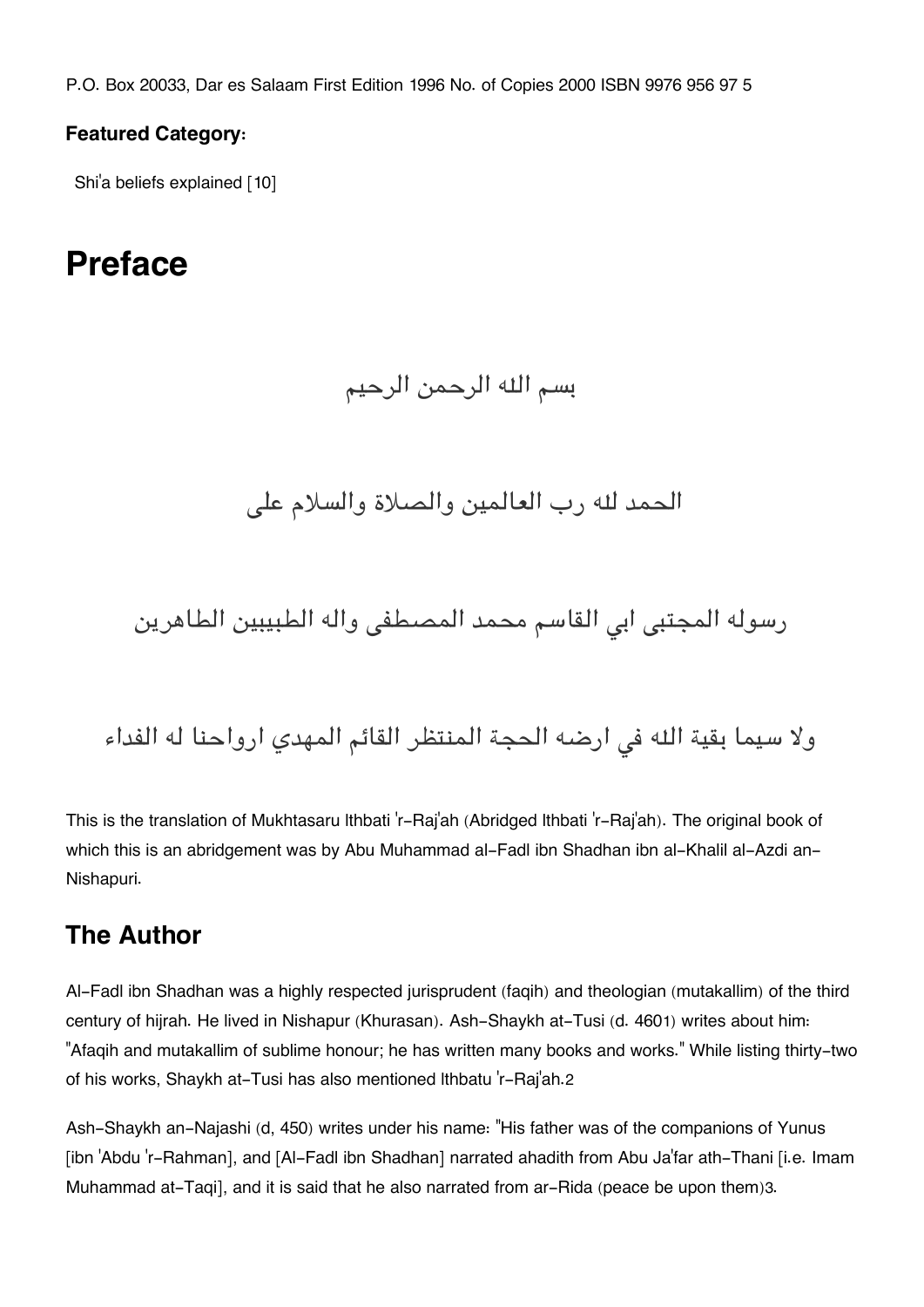P.O. Box 20033, Dar es Salaam First Edition 1996 No. of Copies 2000 ISBN 9976 956 97 5

**Featured Category:**

Shi'a beliefs explained [10]

# Preface

بسم الله الرحمن الرحيم

الحمد لله رب العالمين والصلاة والسلام على

رسوله المجتبى ابي القاسم محمد المصطفى واله الطيبيين الطاهرين

ولا سيما بقية الله في ارضه الحجة المنتظر القائم المهدي ارواحنا له الفداء

This is the translation of Mukhtasaru Ithbati 'r-Raj'ah (Abridged Ithbati 'r-Raj'ah). The original book of which this is an abridgement was by Abu Muhammad al-Fadl ibn Shadhan ibn al-Khalil al-Azdi an-Nishapuri.

## The Author

Al-Fadl ibn Shadhan was a highly respected jurisprudent (faqih) and theologian (mutakallim) of the third century of hijrah. He lived in Nishapur (Khurasan). Ash-Shaykh at-Tusi (d. 460[1]) writes about him: "Afaqih and mutakallim of sublime honour; he has written many books and works." While listing thirty-two of his works, Shaykh at-Tusi has also mentioned Ithbatu 'r-Raj'ah.[2]

Ash-Shaykh an-Najashi (d, 450) writes under his name: "His father was of the companions of Yunus [ibn 'Abdu 'r-Rahman], and [Al-Fadl ibn Shadhan] narrated ahadith from Abu Ja'far ath-Thani [i.e. Imam Muhammad at-Taqi], and it is said that he also narrated from ar-Rida (peace be upon them)[3].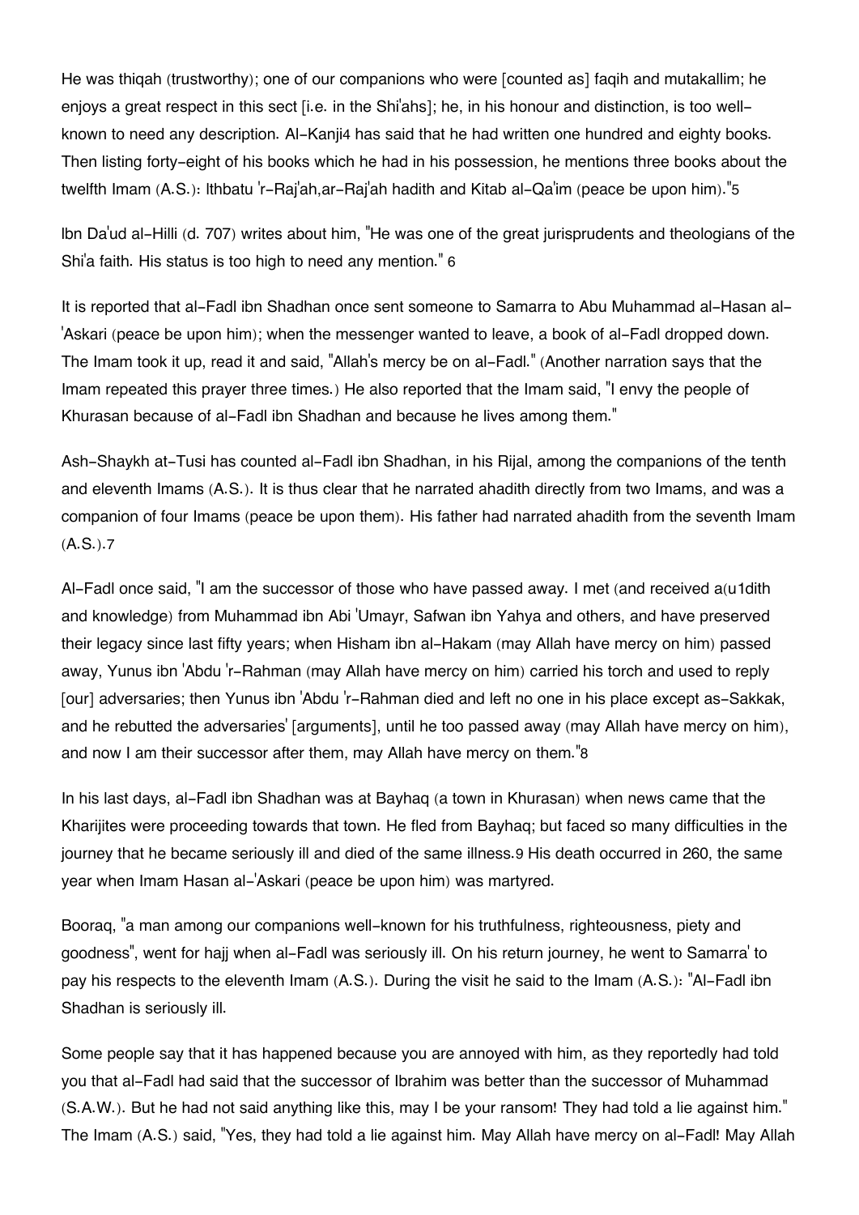He was thiqah (trustworthy); one of our companions who were [counted as] faqih and mutakallim; he enjoys a great respect in this sect [i.e. in the Shi'ahs]; he, in his honour and distinction, is too well-known to need any description. Al-Kanji[4] has said that he had written one hundred and eighty books. Then listing forty-eight of his books which he had in his possession, he mentions three books about the twelfth Imam (A.S.): Ithbatu 'r-Raj'ah,ar-Raj'ah hadith and Kitab al-Qa'im (peace be upon him)."[5]

Ibn Da'ud al-Hilli (d. 707) writes about him, "He was one of the great jurisprudents and theologians of the Shi'a faith. His status is too high to need any mention." [6]

It is reported that al-Fadl ibn Shadhan once sent someone to Samarra to Abu Muhammad al-Hasan al-'Askari (peace be upon him); when the messenger wanted to leave, a book of al-Fadl dropped down. The Imam took it up, read it and said, "Allah's mercy be on al-Fadl." (Another narration says that the Imam repeated this prayer three times.) He also reported that the Imam said, "I envy the people of Khurasan because of al-Fadl ibn Shadhan and because he lives among them."

Ash-Shaykh at-Tusi has counted al-Fadl ibn Shadhan, in his Rijal, among the companions of the tenth and eleventh Imams (A.S.). It is thus clear that he narrated ahadith directly from two Imams, and was a companion of four Imams (peace be upon them). His father had narrated ahadith from the seventh Imam (A.S.).[7]

Al-Fadl once said, "I am the successor of those who have passed away. I met (and received a(u1dith and knowledge) from Muhammad ibn Abi 'Umayr, Safwan ibn Yahya and others, and have preserved their legacy since last fifty years; when Hisham ibn al-Hakam (may Allah have mercy on him) passed away, Yunus ibn 'Abdu 'r-Rahman (may Allah have mercy on him) carried his torch and used to reply [our] adversaries; then Yunus ibn 'Abdu 'r-Rahman died and left no one in his place except as-Sakkak, and he rebutted the adversaries' [arguments], until he too passed away (may Allah have mercy on him), and now I am their successor after them, may Allah have mercy on them."[8]

In his last days, al-Fadl ibn Shadhan was at Bayhaq (a town in Khurasan) when news came that the Kharijites were proceeding towards that town. He fled from Bayhaq; but faced so many difficulties in the journey that he became seriously ill and died of the same illness.[9] His death occurred in 260, the same year when Imam Hasan al-'Askari (peace be upon him) was martyred.

Booraq, "a man among our companions well-known for his truthfulness, righteousness, piety and goodness", went for hajj when al-Fadl was seriously ill. On his return journey, he went to Samarra' to pay his respects to the eleventh Imam (A.S.). During the visit he said to the Imam (A.S.): "Al-Fadl ibn Shadhan is seriously ill.

Some people say that it has happened because you are annoyed with him, as they reportedly had told you that al-Fadl had said that the successor of Ibrahim was better than the successor of Muhammad (S.A.W.). But he had not said anything like this, may I be your ransom! They had told a lie against him." The Imam (A.S.) said, "Yes, they had told a lie against him. May Allah have mercy on al-Fadl! May Allah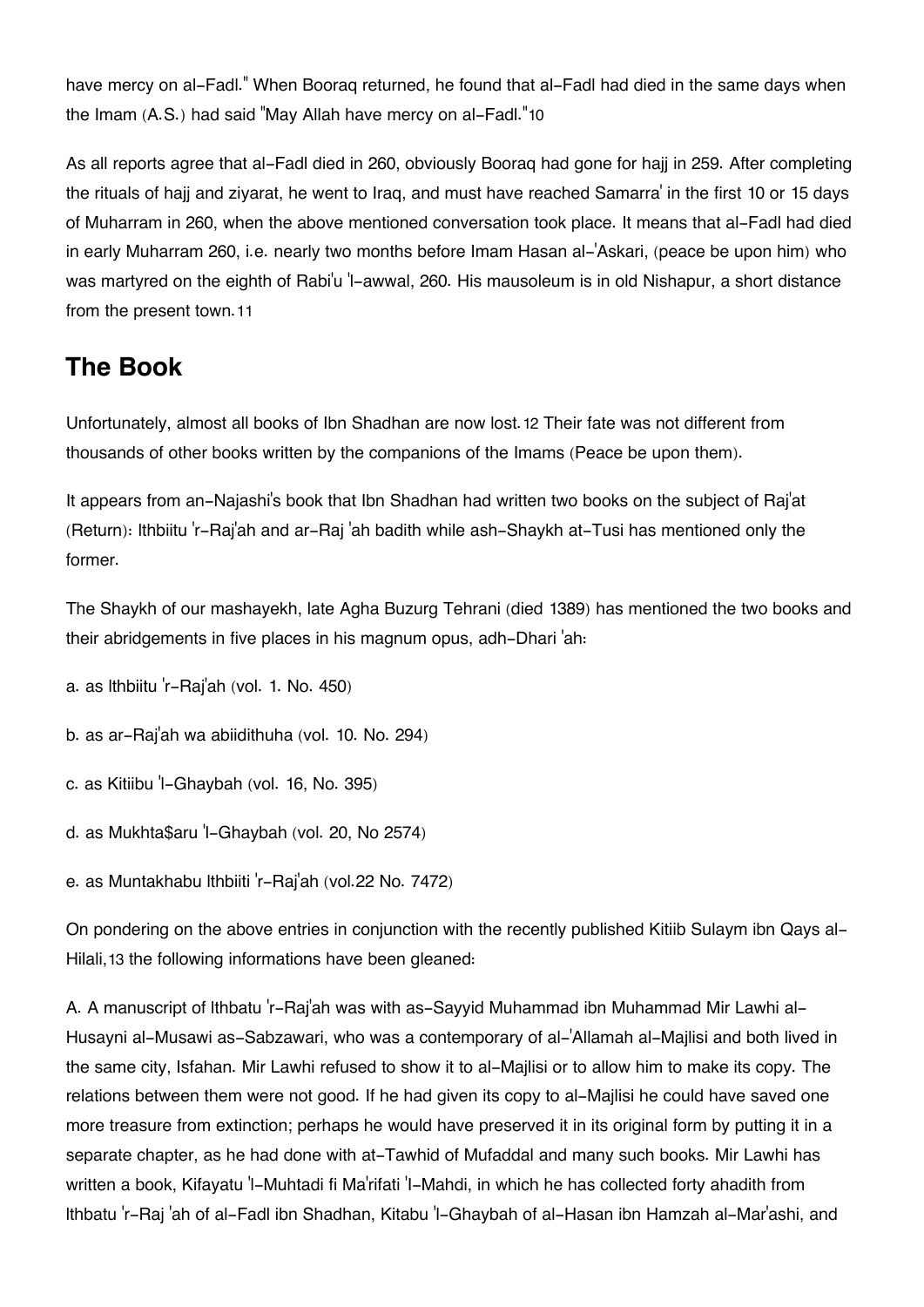have mercy on al-Fadl." When Booraq returned, he found that al-Fadl had died in the same days when the Imam (A.S.) had said "May Allah have mercy on al-Fadl."[10]

As all reports agree that al-Fadl died in 260, obviously Booraq had gone for hajj in 259. After completing the rituals of hajj and ziyarat, he went to Iraq, and must have reached Samarra' in the first 10 or 15 days of Muharram in 260, when the above mentioned conversation took place. It means that al-Fadl had died in early Muharram 260, i.e. nearly two months before Imam Hasan al-'Askari, (peace be upon him) who was martyred on the eighth of Rabi'u 'l-awwal, 260. His mausoleum is in old Nishapur, a short distance from the present town.[11]

## The Book

Unfortunately, almost all books of Ibn Shadhan are now lost.[12] Their fate was not different from thousands of other books written by the companions of the Imams (Peace be upon them).

It appears from an-Najashi's book that Ibn Shadhan had written two books on the subject of Raj'at (Return): Ithbiitu 'r-Raj'ah and ar-Raj 'ah badith while ash-Shaykh at-Tusi has mentioned only the former.

The Shaykh of our mashayekh, late Agha Buzurg Tehrani (died 1389) has mentioned the two books and their abridgements in five places in his magnum opus, adh-Dhari 'ah:

a. as Ithbiitu 'r-Raj'ah (vol. 1. No. 450)

b. as ar-Raj'ah wa abiidithuha (vol. 10. No. 294)

c. as Kitiibu 'l-Ghaybah (vol. 16, No. 395)

d. as Mukhta$aru 'l-Ghaybah (vol. 20, No 2574)

e. as Muntakhabu Ithbiiti 'r-Raj'ah (vol.22 No. 7472)

On pondering on the above entries in conjunction with the recently published Kitiib Sulaym ibn Qays al-Hilali,[13] the following informations have been gleaned:

A. A manuscript of Ithbatu 'r-Raj'ah was with as-Sayyid Muhammad ibn Muhammad Mir Lawhi al-Husayni al-Musawi as-Sabzawari, who was a contemporary of al-'Allamah al-Majlisi and both lived in the same city, Isfahan. Mir Lawhi refused to show it to al-Majlisi or to allow him to make its copy. The relations between them were not good. If he had given its copy to al-Majlisi he could have saved one more treasure from extinction; perhaps he would have preserved it in its original form by putting it in a separate chapter, as he had done with at-Tawhid of Mufaddal and many such books. Mir Lawhi has written a book, Kifayatu 'l-Muhtadi fi Ma'rifati 'l-Mahdi, in which he has collected forty ahadith from Ithbatu 'r-Raj 'ah of al-Fadl ibn Shadhan, Kitabu 'l-Ghaybah of al-Hasan ibn Hamzah al-Mar'ashi, and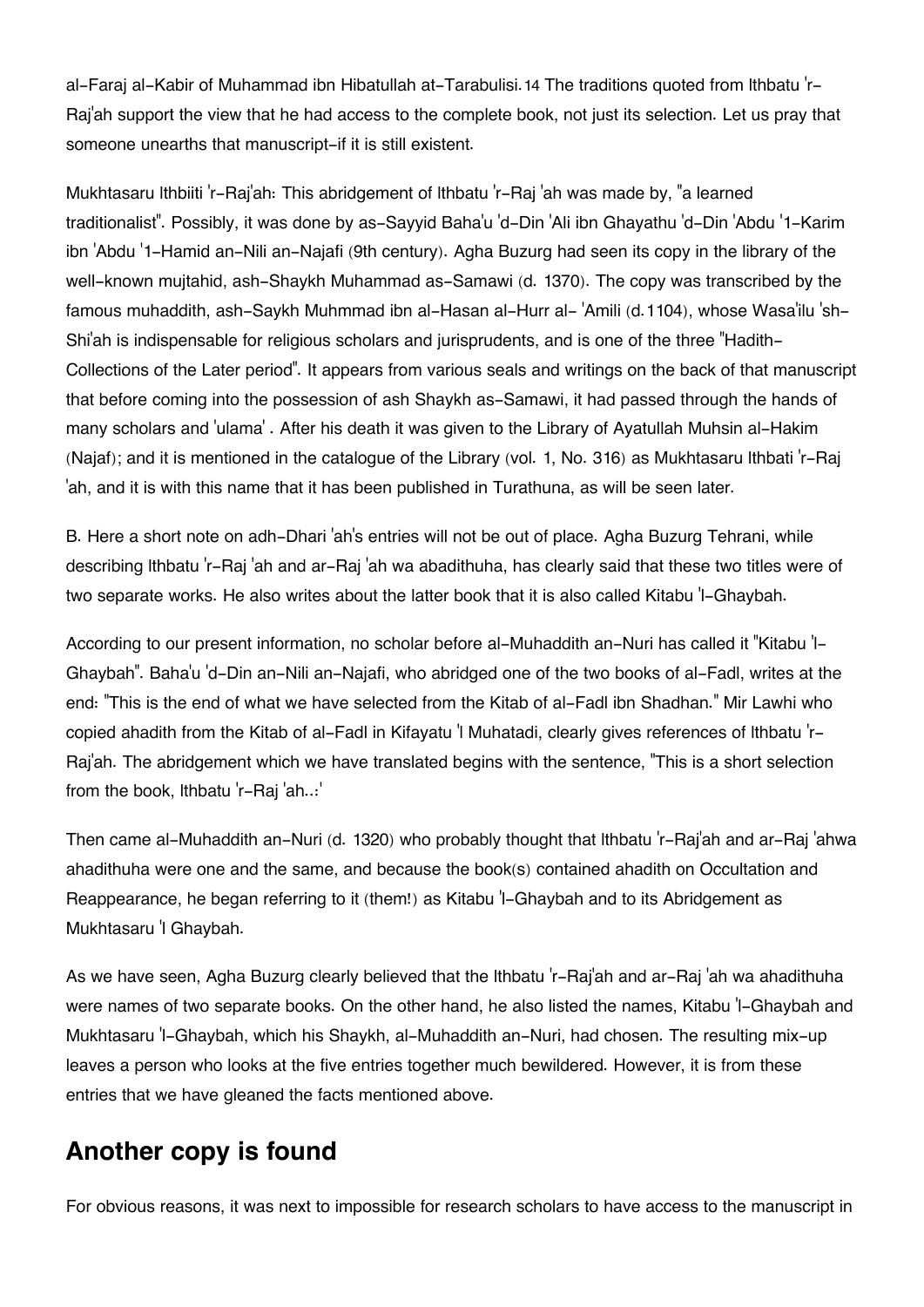al-Faraj al-Kabir of Muhammad ibn Hibatullah at-Tarabulisi.[14] The traditions quoted from Ithbatu 'r-Raj'ah support the view that he had access to the complete book, not just its selection. Let us pray that someone unearths that manuscript-if it is still existent.

Mukhtasaru Ithbiiti 'r-Raj'ah: This abridgement of Ithbatu 'r-Raj 'ah was made by, "a learned traditionalist". Possibly, it was done by as-Sayyid Baha'u 'd-Din 'Ali ibn Ghayathu 'd-Din 'Abdu '1-Karim ibn 'Abdu '1-Hamid an-Nili an-Najafi (9th century). Agha Buzurg had seen its copy in the library of the well-known mujtahid, ash-Shaykh Muhammad as-Samawi (d. 1370). The copy was transcribed by the famous muhaddith, ash-Saykh Muhmmad ibn al-Hasan al-Hurr al- 'Amili (d.1104), whose Wasa'ilu 'sh-Shi'ah is indispensable for religious scholars and jurisprudents, and is one of the three "Hadith-Collections of the Later period". It appears from various seals and writings on the back of that manuscript that before coming into the possession of ash Shaykh as-Samawi, it had passed through the hands of many scholars and 'ulama' . After his death it was given to the Library of Ayatullah Muhsin al-Hakim (Najaf); and it is mentioned in the catalogue of the Library (vol. 1, No. 316) as Mukhtasaru Ithbati 'r-Raj 'ah, and it is with this name that it has been published in Turathuna, as will be seen later.

B. Here a short note on adh-Dhari 'ah's entries will not be out of place. Agha Buzurg Tehrani, while describing Ithbatu 'r-Raj 'ah and ar-Raj 'ah wa abadithuha, has clearly said that these two titles were of two separate works. He also writes about the latter book that it is also called Kitabu 'l-Ghaybah.

According to our present information, no scholar before al-Muhaddith an-Nuri has called it "Kitabu 'l-Ghaybah". Baha'u 'd-Din an-Nili an-Najafi, who abridged one of the two books of al-Fadl, writes at the end: "This is the end of what we have selected from the Kitab of al-Fadl ibn Shadhan." Mir Lawhi who copied ahadith from the Kitab of al-Fadl in Kifayatu 'l Muhatadi, clearly gives references of Ithbatu 'r-Raj'ah. The abridgement which we have translated begins with the sentence, "This is a short selection from the book, Ithbatu 'r-Raj 'ah..:'

Then came al-Muhaddith an-Nuri (d. 1320) who probably thought that Ithbatu 'r-Raj'ah and ar-Raj 'ahwa ahadithuha were one and the same, and because the book(s) contained ahadith on Occultation and Reappearance, he began referring to it (them!) as Kitabu 'l-Ghaybah and to its Abridgement as Mukhtasaru 'l Ghaybah.

As we have seen, Agha Buzurg clearly believed that the Ithbatu 'r-Raj'ah and ar-Raj 'ah wa ahadithuha were names of two separate books. On the other hand, he also listed the names, Kitabu 'l-Ghaybah and Mukhtasaru 'l-Ghaybah, which his Shaykh, al-Muhaddith an-Nuri, had chosen. The resulting mix-up leaves a person who looks at the five entries together much bewildered. However, it is from these entries that we have gleaned the facts mentioned above.

## Another copy is found

For obvious reasons, it was next to impossible for research scholars to have access to the manuscript in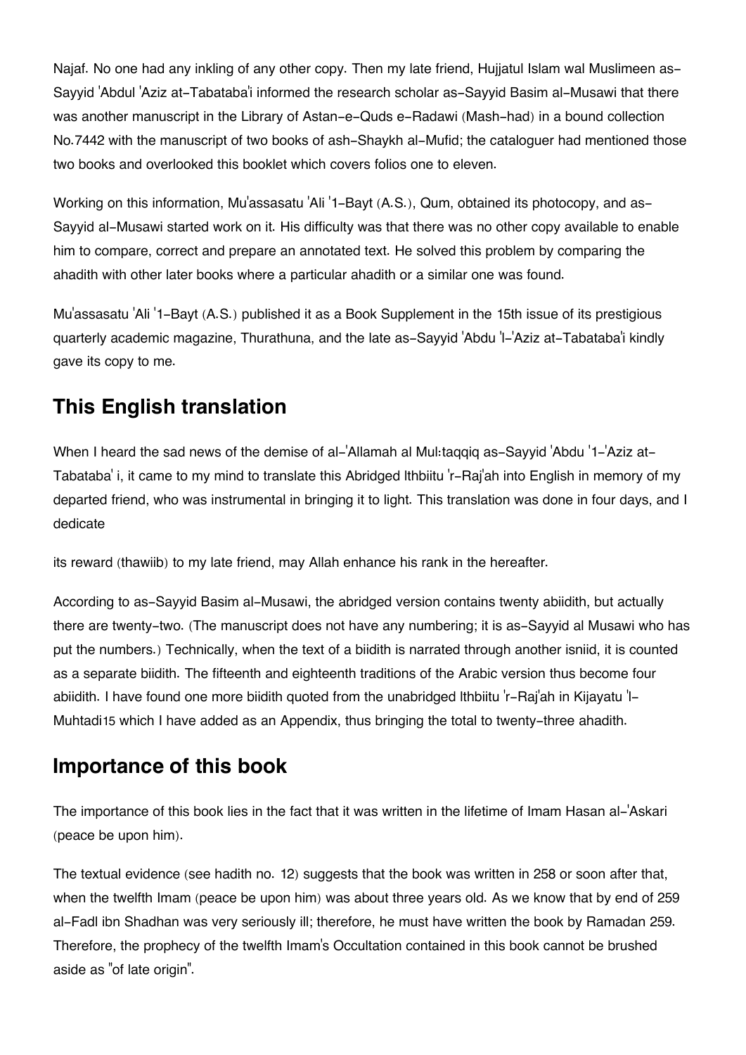Najaf. No one had any inkling of any other copy. Then my late friend, Hujjatul Islam wal Muslimeen as-Sayyid 'Abdul 'Aziz at-Tabataba'i informed the research scholar as-Sayyid Basim al-Musawi that there was another manuscript in the Library of Astan-e-Quds e-Radawi (Mash-had) in a bound collection No.7442 with the manuscript of two books of ash-Shaykh al-Mufid; the cataloguer had mentioned those two books and overlooked this booklet which covers folios one to eleven.

Working on this information, Mu'assasatu 'Ali '1-Bayt (A.S.), Qum, obtained its photocopy, and as-Sayyid al-Musawi started work on it. His difficulty was that there was no other copy available to enable him to compare, correct and prepare an annotated text. He solved this problem by comparing the ahadith with other later books where a particular ahadith or a similar one was found.

Mu'assasatu 'Ali '1-Bayt (A.S.) published it as a Book Supplement in the 15th issue of its prestigious quarterly academic magazine, Thurathuna, and the late as-Sayyid 'Abdu 'l-'Aziz at-Tabataba'i kindly gave its copy to me.

## This English translation

When I heard the sad news of the demise of al-'Allamah al Mul:taqqiq as-Sayyid 'Abdu '1-'Aziz at-Tabataba' i, it came to my mind to translate this Abridged Ithbiitu 'r-Raj'ah into English in memory of my departed friend, who was instrumental in bringing it to light. This translation was done in four days, and I dedicate

its reward (thawiib) to my late friend, may Allah enhance his rank in the hereafter.

According to as-Sayyid Basim al-Musawi, the abridged version contains twenty abiidith, but actually there are twenty-two. (The manuscript does not have any numbering; it is as-Sayyid al Musawi who has put the numbers.) Technically, when the text of a biidith is narrated through another isniid, it is counted as a separate biidith. The fifteenth and eighteenth traditions of the Arabic version thus become four abiidith. I have found one more biidith quoted from the unabridged Ithbiitu 'r-Raj'ah in Kijayatu 'l-Muhtadi[15] which I have added as an Appendix, thus bringing the total to twenty-three ahadith.

## Importance of this book

The importance of this book lies in the fact that it was written in the lifetime of Imam Hasan al-'Askari (peace be upon him).

The textual evidence (see hadith no. 12) suggests that the book was written in 258 or soon after that, when the twelfth Imam (peace be upon him) was about three years old. As we know that by end of 259 al-Fadl ibn Shadhan was very seriously ill; therefore, he must have written the book by Ramadan 259. Therefore, the prophecy of the twelfth Imam's Occultation contained in this book cannot be brushed aside as "of late origin".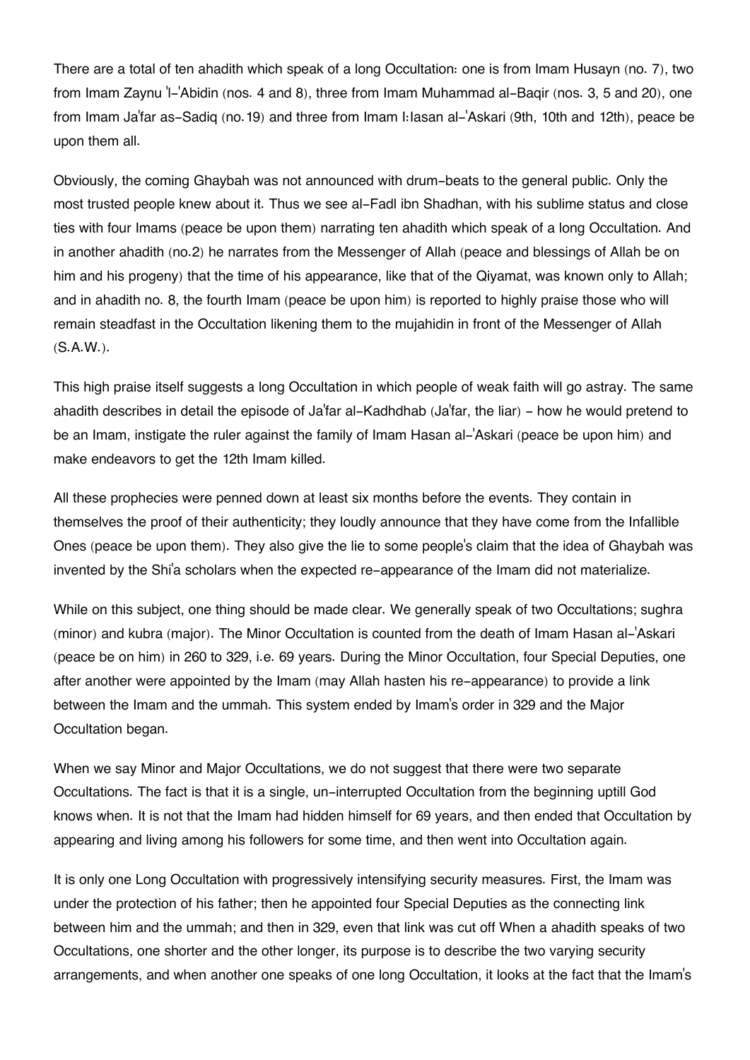There are a total of ten ahadith which speak of a long Occultation: one is from Imam Husayn (no. 7), two from Imam Zaynu 'l-'Abidin (nos. 4 and 8), three from Imam Muhammad al-Baqir (nos. 3, 5 and 20), one from Imam Ja'far as-Sadiq (no.19) and three from Imam I:Iasan al-'Askari (9th, 10th and 12th), peace be upon them all.

Obviously, the coming Ghaybah was not announced with drum-beats to the general public. Only the most trusted people knew about it. Thus we see al-Fadl ibn Shadhan, with his sublime status and close ties with four Imams (peace be upon them) narrating ten ahadith which speak of a long Occultation. And in another ahadith (no.2) he narrates from the Messenger of Allah (peace and blessings of Allah be on him and his progeny) that the time of his appearance, like that of the Qiyamat, was known only to Allah; and in ahadith no. 8, the fourth Imam (peace be upon him) is reported to highly praise those who will remain steadfast in the Occultation likening them to the mujahidin in front of the Messenger of Allah (S.A.W.).

This high praise itself suggests a long Occultation in which people of weak faith will go astray. The same ahadith describes in detail the episode of Ja'far al-Kadhdhab (Ja'far, the liar) - how he would pretend to be an Imam, instigate the ruler against the family of Imam Hasan al-'Askari (peace be upon him) and make endeavors to get the 12th Imam killed.

All these prophecies were penned down at least six months before the events. They contain in themselves the proof of their authenticity; they loudly announce that they have come from the Infallible Ones (peace be upon them). They also give the lie to some people's claim that the idea of Ghaybah was invented by the Shi'a scholars when the expected re-appearance of the Imam did not materialize.

While on this subject, one thing should be made clear. We generally speak of two Occultations; sughra (minor) and kubra (major). The Minor Occultation is counted from the death of Imam Hasan al-'Askari (peace be on him) in 260 to 329, i.e. 69 years. During the Minor Occultation, four Special Deputies, one after another were appointed by the Imam (may Allah hasten his re-appearance) to provide a link between the Imam and the ummah. This system ended by Imam's order in 329 and the Major Occultation began.

When we say Minor and Major Occultations, we do not suggest that there were two separate Occultations. The fact is that it is a single, un-interrupted Occultation from the beginning uptill God knows when. It is not that the Imam had hidden himself for 69 years, and then ended that Occultation by appearing and living among his followers for some time, and then went into Occultation again.

It is only one Long Occultation with progressively intensifying security measures. First, the Imam was under the protection of his father; then he appointed four Special Deputies as the connecting link between him and the ummah; and then in 329, even that link was cut off When a ahadith speaks of two Occultations, one shorter and the other longer, its purpose is to describe the two varying security arrangements, and when another one speaks of one long Occultation, it looks at the fact that the Imam's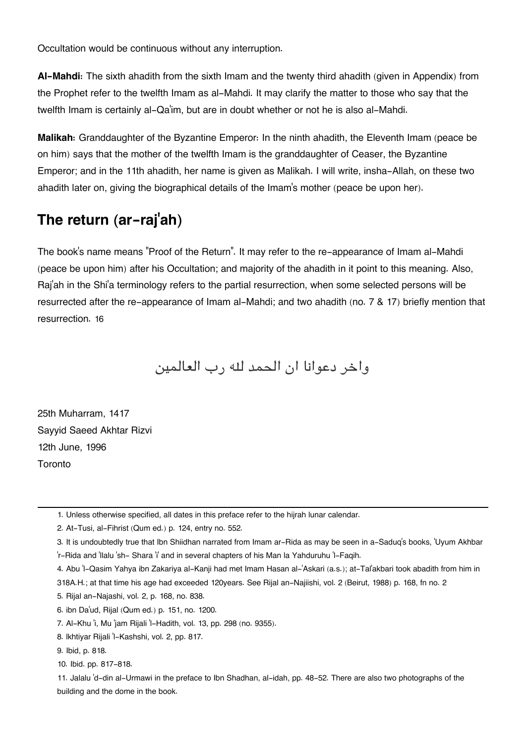Occultation would be continuous without any interruption.

**Al-Mahdi:** The sixth ahadith from the sixth Imam and the twenty third ahadith (given in Appendix) from the Prophet refer to the twelfth Imam as al-Mahdi. It may clarify the matter to those who say that the twelfth Imam is certainly al-Qa'im, but are in doubt whether or not he is also al-Mahdi.

**Malikah:** Granddaughter of the Byzantine Emperor: In the ninth ahadith, the Eleventh Imam (peace be on him) says that the mother of the twelfth Imam is the granddaughter of Ceaser, the Byzantine Emperor; and in the 11th ahadith, her name is given as Malikah. I will write, insha-Allah, on these two ahadith later on, giving the biographical details of the Imam's mother (peace be upon her).

## The return (ar-raj'ah)

The book's name means "Proof of the Return". It may refer to the re-appearance of Imam al-Mahdi (peace be upon him) after his Occultation; and majority of the ahadith in it point to this meaning. Also, Raj'ah in the Shi'a terminology refers to the partial resurrection, when some selected persons will be resurrected after the re-appearance of Imam al-Mahdi; and two ahadith (no. 7 & 17) briefly mention that resurrection. 16

واخر دعوانا ان الحمد لله رب العالمين

25th Muharram, 1417
Sayyid Saeed Akhtar Rizvi
12th June, 1996
Toronto

---

1. Unless otherwise specified, all dates in this preface refer to the hijrah lunar calendar.
2. At-Tusi, al-Fihrist (Qum ed.) p. 124, entry no. 552.
3. It is undoubtedly true that Ibn Shiidhan narrated from Imam ar-Rida as may be seen in a-Saduq's books, 'Uyum Akhbar 'r-Rida and 'llalu 'sh- Shara 'i' and in several chapters of his Man la Yahduruhu 'l-Faqih.
4. Abu 'l-Qasim Yahya ibn Zakariya al-Kanji had met Imam Hasan al-'Askari (a.s.); at-Tal'akbari took abadith from him in 318A.H.; at that time his age had exceeded 120years. See Rijal an-Najiishi, vol. 2 (Beirut, 1988) p. 168, fn no. 2
5. Rijal an-Najashi, vol. 2, p. 168, no. 838.
6. ibn Da'ud, Rijal (Qum ed.) p. 151, no. 1200.
7. Al-Khu 'i, Mu 'jam Rijali 'l-Hadith, vol. 13, pp. 298 (no. 9355).
8. lkhtiyar Rijali 'l-Kashshi, vol. 2, pp. 817.
9. Ibid, p. 818.
10. Ibid. pp. 817-818.
11. Jalalu 'd-din al-Urmawi in the preface to Ibn Shadhan, al-idah, pp. 48-52. There are also two photographs of the building and the dome in the book.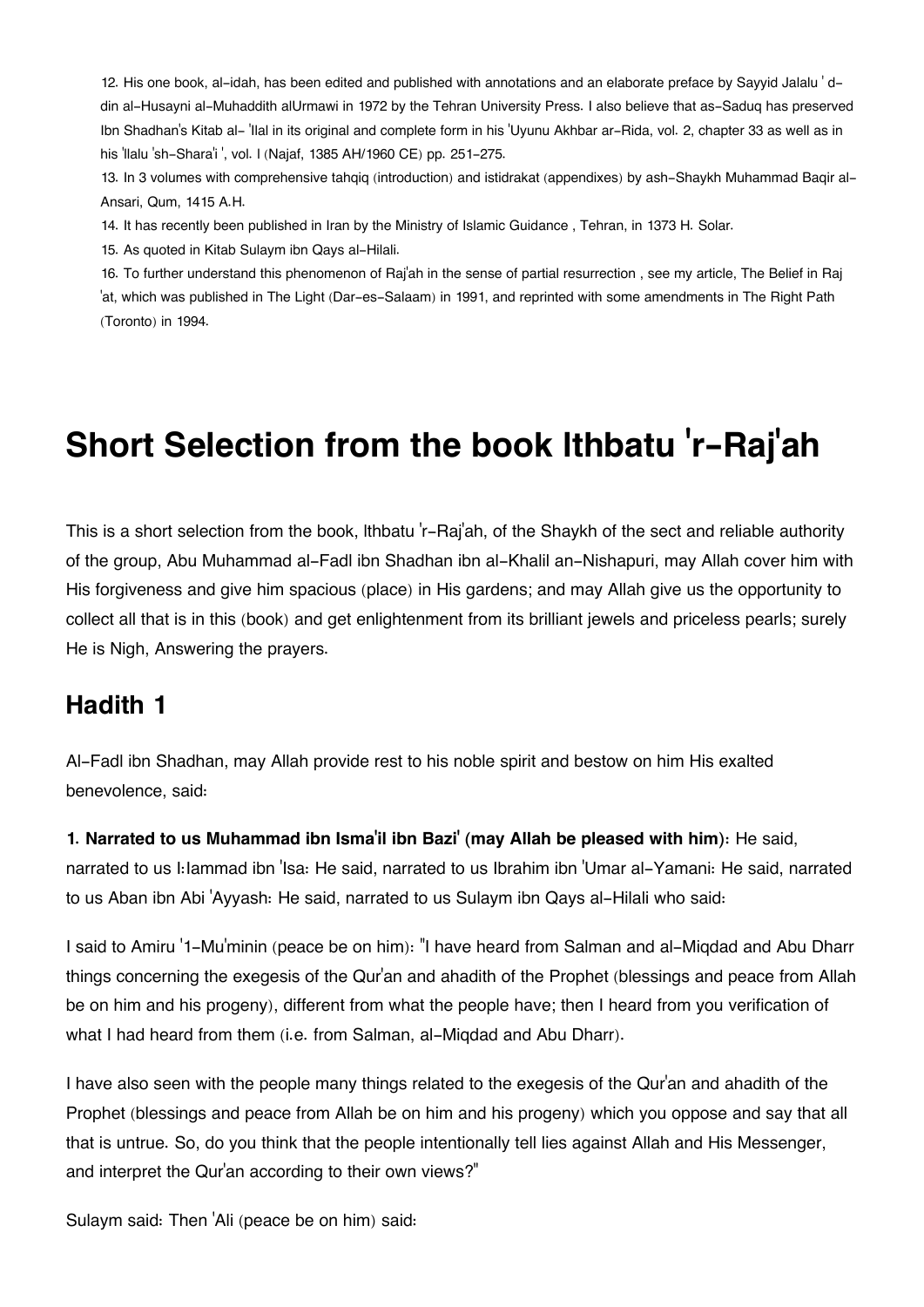12. His one book, al-idah, has been edited and published with annotations and an elaborate preface by Sayyid Jalalu ' d-din al-Husayni al-Muhaddith alUrmawi in 1972 by the Tehran University Press. I also believe that as-Saduq has preserved Ibn Shadhan's Kitab al- 'Ilal in its original and complete form in his 'Uyunu Akhbar ar-Rida, vol. 2, chapter 33 as well as in his 'Ilalu 'sh-Shara'i ', vol. I (Najaf, 1385 AH/1960 CE) pp. 251-275.

13. In 3 volumes with comprehensive tahqiq (introduction) and istidrakat (appendixes) by ash-Shaykh Muhammad Baqir al-Ansari, Qum, 1415 A.H.

14. It has recently been published in Iran by the Ministry of Islamic Guidance , Tehran, in 1373 H. Solar.

15. As quoted in Kitab Sulaym ibn Qays al-Hilali.

16. To further understand this phenomenon of Raj'ah in the sense of partial resurrection , see my article, The Belief in Raj 'at, which was published in The Light (Dar-es-Salaam) in 1991, and reprinted with some amendments in The Right Path (Toronto) in 1994.

# Short Selection from the book Ithbatu 'r-Raj'ah

This is a short selection from the book, Ithbatu 'r-Raj'ah, of the Shaykh of the sect and reliable authority of the group, Abu Muhammad al-Fadl ibn Shadhan ibn al-Khalil an-Nishapuri, may Allah cover him with His forgiveness and give him spacious (place) in His gardens; and may Allah give us the opportunity to collect all that is in this (book) and get enlightenment from its brilliant jewels and priceless pearls; surely He is Nigh, Answering the prayers.

## Hadith 1

Al-Fadl ibn Shadhan, may Allah provide rest to his noble spirit and bestow on him His exalted benevolence, said:

**1. Narrated to us Muhammad ibn Isma'il ibn Bazi' (may Allah be pleased with him):** He said, narrated to us I:Iammad ibn 'Isa: He said, narrated to us Ibrahim ibn 'Umar al-Yamani: He said, narrated to us Aban ibn Abi 'Ayyash: He said, narrated to us Sulaym ibn Qays al-Hilali who said:

I said to Amiru '1-Mu'minin (peace be on him): "I have heard from Salman and al-Miqdad and Abu Dharr things concerning the exegesis of the Qur'an and ahadith of the Prophet (blessings and peace from Allah be on him and his progeny), different from what the people have; then I heard from you verification of what I had heard from them (i.e. from Salman, al-Miqdad and Abu Dharr).

I have also seen with the people many things related to the exegesis of the Qur'an and ahadith of the Prophet (blessings and peace from Allah be on him and his progeny) which you oppose and say that all that is untrue. So, do you think that the people intentionally tell lies against Allah and His Messenger, and interpret the Qur'an according to their own views?"

Sulaym said: Then 'Ali (peace be on him) said: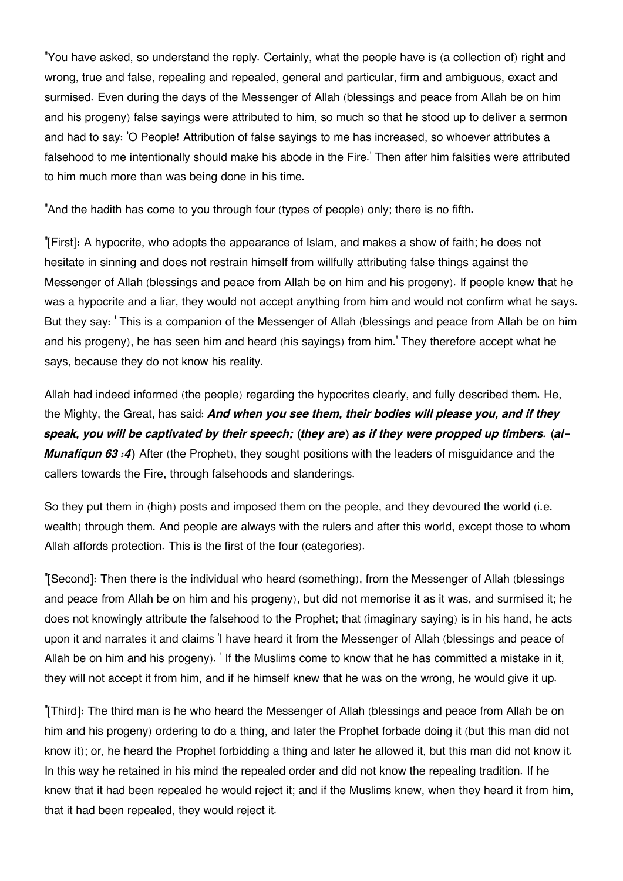"You have asked, so understand the reply. Certainly, what the people have is (a collection of) right and wrong, true and false, repealing and repealed, general and particular, firm and ambiguous, exact and surmised. Even during the days of the Messenger of Allah (blessings and peace from Allah be on him and his progeny) false sayings were attributed to him, so much so that he stood up to deliver a sermon and had to say: 'O People! Attribution of false sayings to me has increased, so whoever attributes a falsehood to me intentionally should make his abode in the Fire.' Then after him falsities were attributed to him much more than was being done in his time.

"And the hadith has come to you through four (types of people) only; there is no fifth.

"[First]: A hypocrite, who adopts the appearance of Islam, and makes a show of faith; he does not hesitate in sinning and does not restrain himself from willfully attributing false things against the Messenger of Allah (blessings and peace from Allah be on him and his progeny). If people knew that he was a hypocrite and a liar, they would not accept anything from him and would not confirm what he says. But they say: ' This is a companion of the Messenger of Allah (blessings and peace from Allah be on him and his progeny), he has seen him and heard (his sayings) from him.' They therefore accept what he says, because they do not know his reality.

Allah had indeed informed (the people) regarding the hypocrites clearly, and fully described them. He, the Mighty, the Great, has said: ***And when you see them, their bodies will please you, and if they speak, you will be captivated by their speech; (they are) as if they were propped up timbers. (al-Munafiqun 63 :4)*** After (the Prophet), they sought positions with the leaders of misguidance and the callers towards the Fire, through falsehoods and slanderings.

So they put them in (high) posts and imposed them on the people, and they devoured the world (i.e. wealth) through them. And people are always with the rulers and after this world, except those to whom Allah affords protection. This is the first of the four (categories).

"[Second]: Then there is the individual who heard (something), from the Messenger of Allah (blessings and peace from Allah be on him and his progeny), but did not memorise it as it was, and surmised it; he does not knowingly attribute the falsehood to the Prophet; that (imaginary saying) is in his hand, he acts upon it and narrates it and claims 'I have heard it from the Messenger of Allah (blessings and peace of Allah be on him and his progeny). ' If the Muslims come to know that he has committed a mistake in it, they will not accept it from him, and if he himself knew that he was on the wrong, he would give it up.

"[Third]: The third man is he who heard the Messenger of Allah (blessings and peace from Allah be on him and his progeny) ordering to do a thing, and later the Prophet forbade doing it (but this man did not know it); or, he heard the Prophet forbidding a thing and later he allowed it, but this man did not know it. In this way he retained in his mind the repealed order and did not know the repealing tradition. If he knew that it had been repealed he would reject it; and if the Muslims knew, when they heard it from him, that it had been repealed, they would reject it.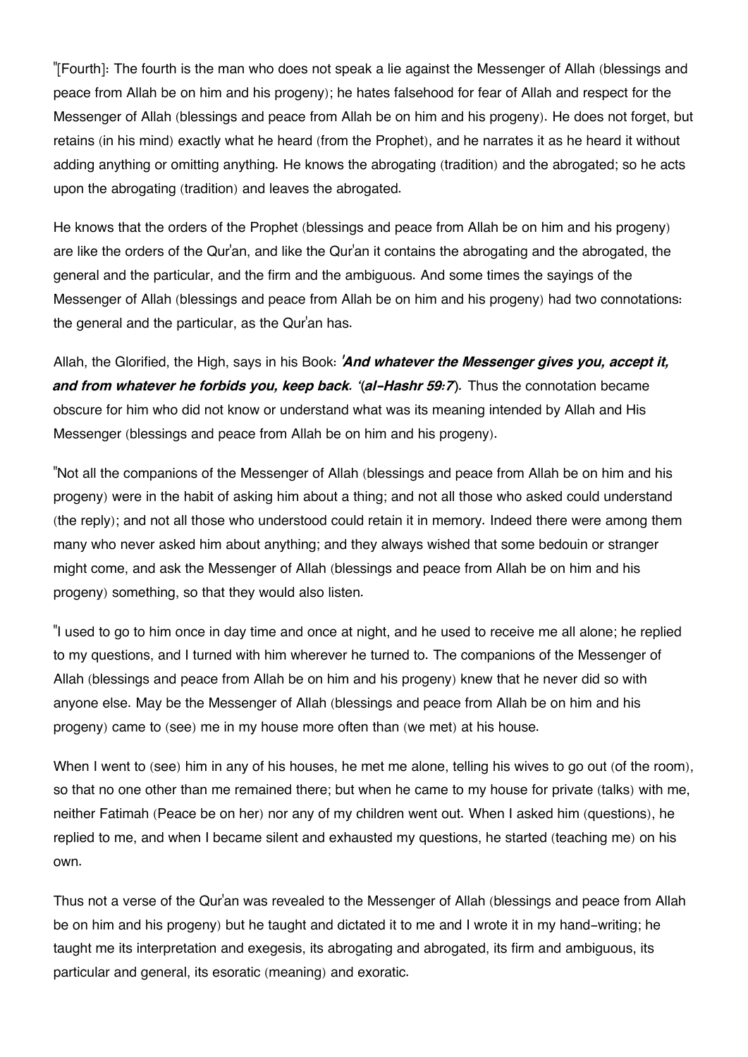"[Fourth]: The fourth is the man who does not speak a lie against the Messenger of Allah (blessings and peace from Allah be on him and his progeny); he hates falsehood for fear of Allah and respect for the Messenger of Allah (blessings and peace from Allah be on him and his progeny). He does not forget, but retains (in his mind) exactly what he heard (from the Prophet), and he narrates it as he heard it without adding anything or omitting anything. He knows the abrogating (tradition) and the abrogated; so he acts upon the abrogating (tradition) and leaves the abrogated.

He knows that the orders of the Prophet (blessings and peace from Allah be on him and his progeny) are like the orders of the Qur'an, and like the Qur'an it contains the abrogating and the abrogated, the general and the particular, and the firm and the ambiguous. And some times the sayings of the Messenger of Allah (blessings and peace from Allah be on him and his progeny) had two connotations: the general and the particular, as the Qur'an has.

Allah, the Glorified, the High, says in his Book: ***'And whatever the Messenger gives you, accept it, and from whatever he forbids you, keep back. '(al-Hashr 59:7).*** Thus the connotation became obscure for him who did not know or understand what was its meaning intended by Allah and His Messenger (blessings and peace from Allah be on him and his progeny).

"Not all the companions of the Messenger of Allah (blessings and peace from Allah be on him and his progeny) were in the habit of asking him about a thing; and not all those who asked could understand (the reply); and not all those who understood could retain it in memory. Indeed there were among them many who never asked him about anything; and they always wished that some bedouin or stranger might come, and ask the Messenger of Allah (blessings and peace from Allah be on him and his progeny) something, so that they would also listen.

"I used to go to him once in day time and once at night, and he used to receive me all alone; he replied to my questions, and I turned with him wherever he turned to. The companions of the Messenger of Allah (blessings and peace from Allah be on him and his progeny) knew that he never did so with anyone else. May be the Messenger of Allah (blessings and peace from Allah be on him and his progeny) came to (see) me in my house more often than (we met) at his house.

When I went to (see) him in any of his houses, he met me alone, telling his wives to go out (of the room), so that no one other than me remained there; but when he came to my house for private (talks) with me, neither Fatimah (Peace be on her) nor any of my children went out. When I asked him (questions), he replied to me, and when I became silent and exhausted my questions, he started (teaching me) on his own.

Thus not a verse of the Qur'an was revealed to the Messenger of Allah (blessings and peace from Allah be on him and his progeny) but he taught and dictated it to me and I wrote it in my hand-writing; he taught me its interpretation and exegesis, its abrogating and abrogated, its firm and ambiguous, its particular and general, its esoratic (meaning) and exoratic.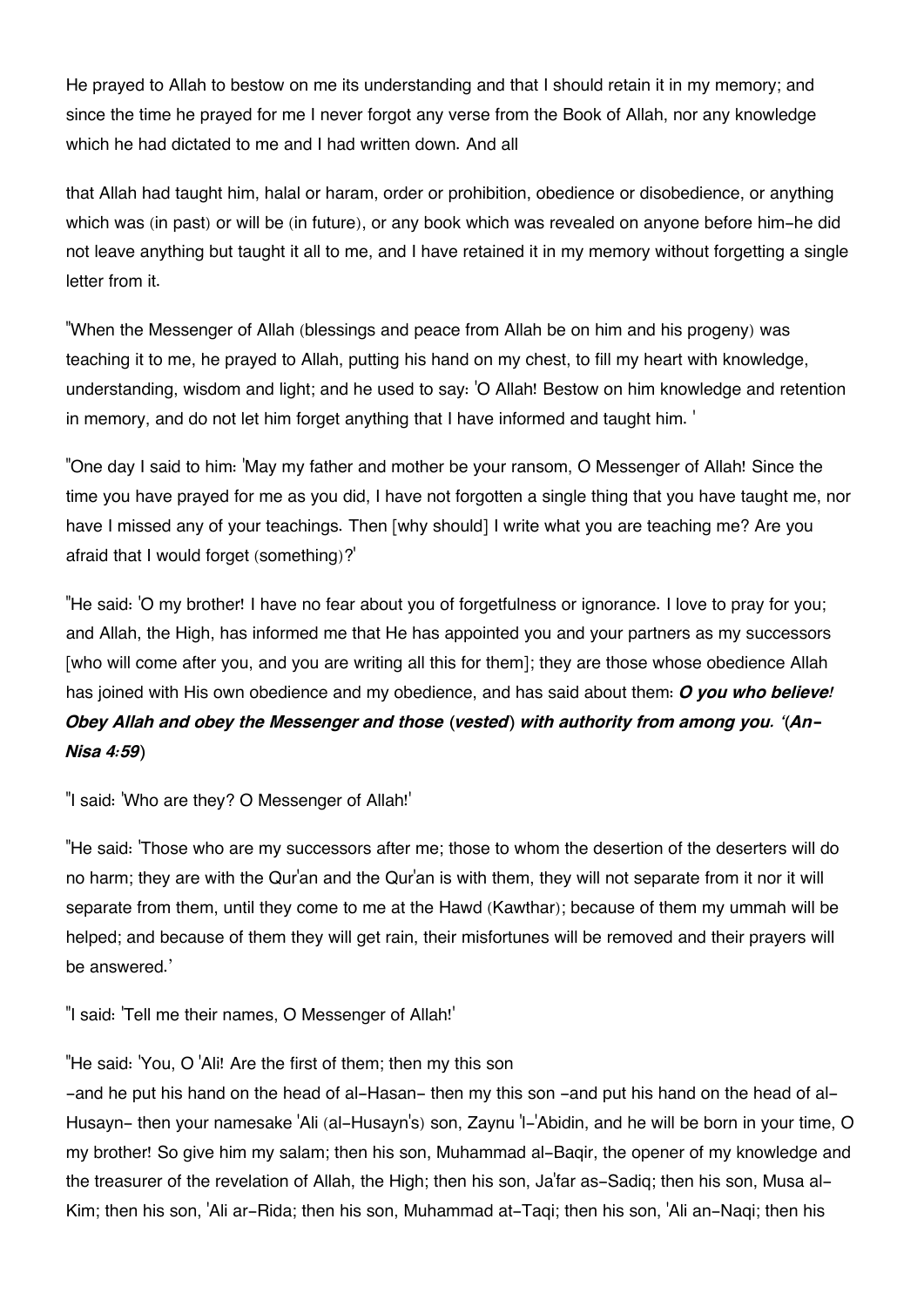He prayed to Allah to bestow on me its understanding and that I should retain it in my memory; and since the time he prayed for me I never forgot any verse from the Book of Allah, nor any knowledge which he had dictated to me and I had written down. And all

that Allah had taught him, halal or haram, order or prohibition, obedience or disobedience, or anything which was (in past) or will be (in future), or any book which was revealed on anyone before him-he did not leave anything but taught it all to me, and I have retained it in my memory without forgetting a single letter from it.

"When the Messenger of Allah (blessings and peace from Allah be on him and his progeny) was teaching it to me, he prayed to Allah, putting his hand on my chest, to fill my heart with knowledge, understanding, wisdom and light; and he used to say: 'O Allah! Bestow on him knowledge and retention in memory, and do not let him forget anything that I have informed and taught him. '

"One day I said to him: 'May my father and mother be your ransom, O Messenger of Allah! Since the time you have prayed for me as you did, I have not forgotten a single thing that you have taught me, nor have I missed any of your teachings. Then [why should] I write what you are teaching me? Are you afraid that I would forget (something)?'

"He said: 'O my brother! I have no fear about you of forgetfulness or ignorance. I love to pray for you; and Allah, the High, has informed me that He has appointed you and your partners as my successors [who will come after you, and you are writing all this for them]; they are those whose obedience Allah has joined with His own obedience and my obedience, and has said about them: ***O you who believe! Obey Allah and obey the Messenger and those (vested) with authority from among you. '(An-Nisa 4:59)***

"I said: 'Who are they? O Messenger of Allah!'

"He said: 'Those who are my successors after me; those to whom the desertion of the deserters will do no harm; they are with the Qur'an and the Qur'an is with them, they will not separate from it nor it will separate from them, until they come to me at the Hawd (Kawthar); because of them my ummah will be helped; and because of them they will get rain, their misfortunes will be removed and their prayers will be answered.'

"I said: 'Tell me their names, O Messenger of Allah!'

"He said: 'You, O 'Ali! Are the first of them; then my this son -and he put his hand on the head of al-Hasan- then my this son -and put his hand on the head of al-Husayn- then your namesake 'Ali (al-Husayn's) son, Zaynu 'l-'Abidin, and he will be born in your time, O my brother! So give him my salam; then his son, Muhammad al-Baqir, the opener of my knowledge and the treasurer of the revelation of Allah, the High; then his son, Ja'far as-Sadiq; then his son, Musa al-Kim; then his son, 'Ali ar-Rida; then his son, Muhammad at-Taqi; then his son, 'Ali an-Naqi; then his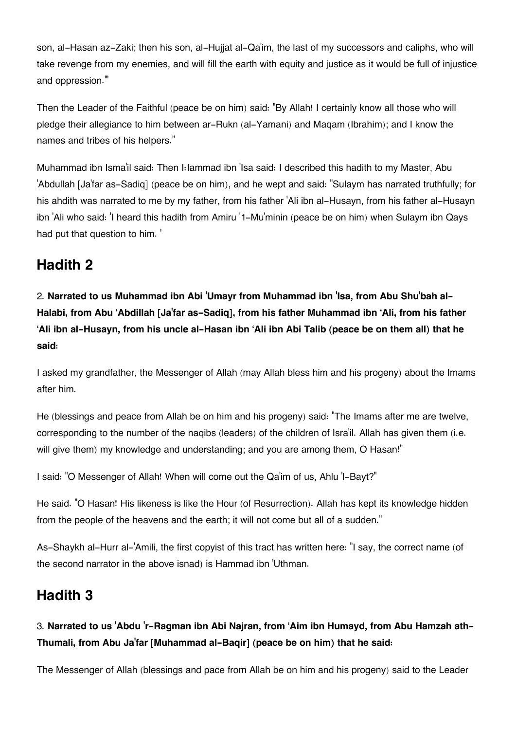son, al-Hasan az-Zaki; then his son, al-Hujjat al-Qa'im, the last of my successors and caliphs, who will take revenge from my enemies, and will fill the earth with equity and justice as it would be full of injustice and oppression.'"

Then the Leader of the Faithful (peace be on him) said: "By Allah! I certainly know all those who will pledge their allegiance to him between ar-Rukn (al-Yamani) and Maqam (Ibrahim); and I know the names and tribes of his helpers."

Muhammad ibn Isma'il said: Then I:Iammad ibn 'Isa said: I described this hadith to my Master, Abu 'Abdullah [Ja'far as-Sadiq] (peace be on him), and he wept and said: "Sulaym has narrated truthfully; for his ahdith was narrated to me by my father, from his father 'Ali ibn al-Husayn, from his father al-Husayn ibn 'Ali who said: 'I heard this hadith from Amiru '1-Mu'minin (peace be on him) when Sulaym ibn Qays had put that question to him. '

## Hadith 2

2. **Narrated to us Muhammad ibn Abi 'Umayr from Muhammad ibn 'Isa, from Abu Shu'bah al-Halabi, from Abu 'Abdillah [Ja'far as-Sadiq], from his father Muhammad ibn 'Ali, from his father 'Ali ibn al-Husayn, from his uncle al-Hasan ibn 'Ali ibn Abi Talib (peace be on them all) that he said:**

I asked my grandfather, the Messenger of Allah (may Allah bless him and his progeny) about the Imams after him.

He (blessings and peace from Allah be on him and his progeny) said: "The Imams after me are twelve, corresponding to the number of the naqibs (leaders) of the children of Isra'il. Allah has given them (i.e. will give them) my knowledge and understanding; and you are among them, O Hasan!"

I said: "O Messenger of Allah! When will come out the Qa'im of us, Ahlu 'l-Bayt?"

He said. "O Hasan! His likeness is like the Hour (of Resurrection). Allah has kept its knowledge hidden from the people of the heavens and the earth; it will not come but all of a sudden."

As-Shaykh al-Hurr al-'Amili, the first copyist of this tract has written here: "I say, the correct name (of the second narrator in the above isnad) is Hammad ibn 'Uthman.

## Hadith 3

3. **Narrated to us 'Abdu 'r-Ragman ibn Abi Najran, from 'Aim ibn Humayd, from Abu Hamzah ath-Thumali, from Abu Ja'far [Muhammad al-Baqir] (peace be on him) that he said:**

The Messenger of Allah (blessings and pace from Allah be on him and his progeny) said to the Leader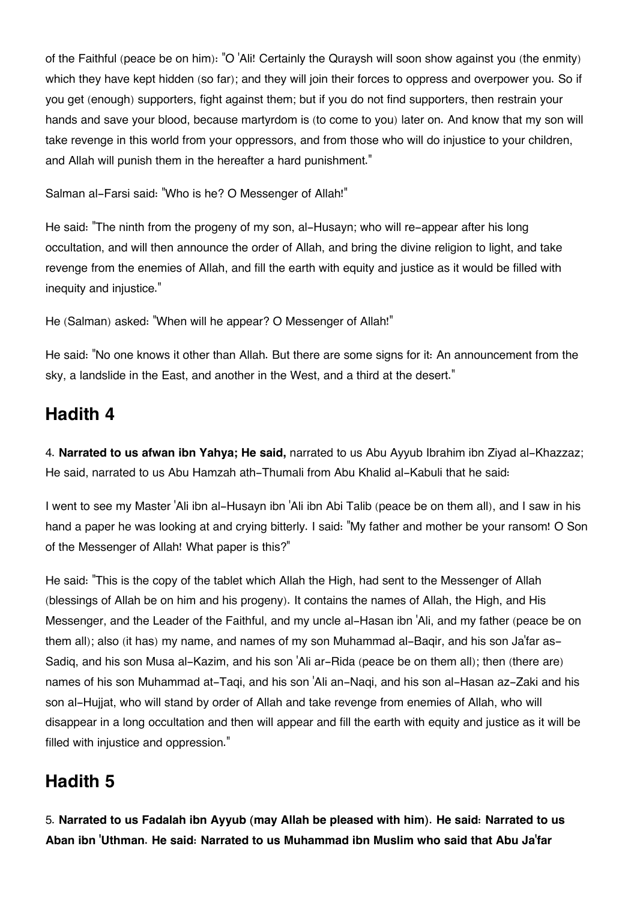of the Faithful (peace be on him): "O 'Ali! Certainly the Quraysh will soon show against you (the enmity) which they have kept hidden (so far); and they will join their forces to oppress and overpower you. So if you get (enough) supporters, fight against them; but if you do not find supporters, then restrain your hands and save your blood, because martyrdom is (to come to you) later on. And know that my son will take revenge in this world from your oppressors, and from those who will do injustice to your children, and Allah will punish them in the hereafter a hard punishment."

Salman al-Farsi said: "Who is he? O Messenger of Allah!"

He said: "The ninth from the progeny of my son, al-Husayn; who will re-appear after his long occultation, and will then announce the order of Allah, and bring the divine religion to light, and take revenge from the enemies of Allah, and fill the earth with equity and justice as it would be filled with inequity and injustice."

He (Salman) asked: "When will he appear? O Messenger of Allah!"

He said: "No one knows it other than Allah. But there are some signs for it: An announcement from the sky, a landslide in the East, and another in the West, and a third at the desert."

## Hadith 4

4. **Narrated to us afwan ibn Yahya; He said,** narrated to us Abu Ayyub Ibrahim ibn Ziyad al-Khazzaz; He said, narrated to us Abu Hamzah ath-Thumali from Abu Khalid al-Kabuli that he said:

I went to see my Master 'Ali ibn al-Husayn ibn 'Ali ibn Abi Talib (peace be on them all), and I saw in his hand a paper he was looking at and crying bitterly. I said: "My father and mother be your ransom! O Son of the Messenger of Allah! What paper is this?"

He said: "This is the copy of the tablet which Allah the High, had sent to the Messenger of Allah (blessings of Allah be on him and his progeny). It contains the names of Allah, the High, and His Messenger, and the Leader of the Faithful, and my uncle al-Hasan ibn 'Ali, and my father (peace be on them all); also (it has) my name, and names of my son Muhammad al-Baqir, and his son Ja'far as-Sadiq, and his son Musa al-Kazim, and his son 'Ali ar-Rida (peace be on them all); then (there are) names of his son Muhammad at-Taqi, and his son 'Ali an-Naqi, and his son al-Hasan az-Zaki and his son al-Hujjat, who will stand by order of Allah and take revenge from enemies of Allah, who will disappear in a long occultation and then will appear and fill the earth with equity and justice as it will be filled with injustice and oppression."

## Hadith 5

5. **Narrated to us Fadalah ibn Ayyub (may Allah be pleased with him). He said: Narrated to us Aban ibn 'Uthman. He said: Narrated to us Muhammad ibn Muslim who said that Abu Ja'far**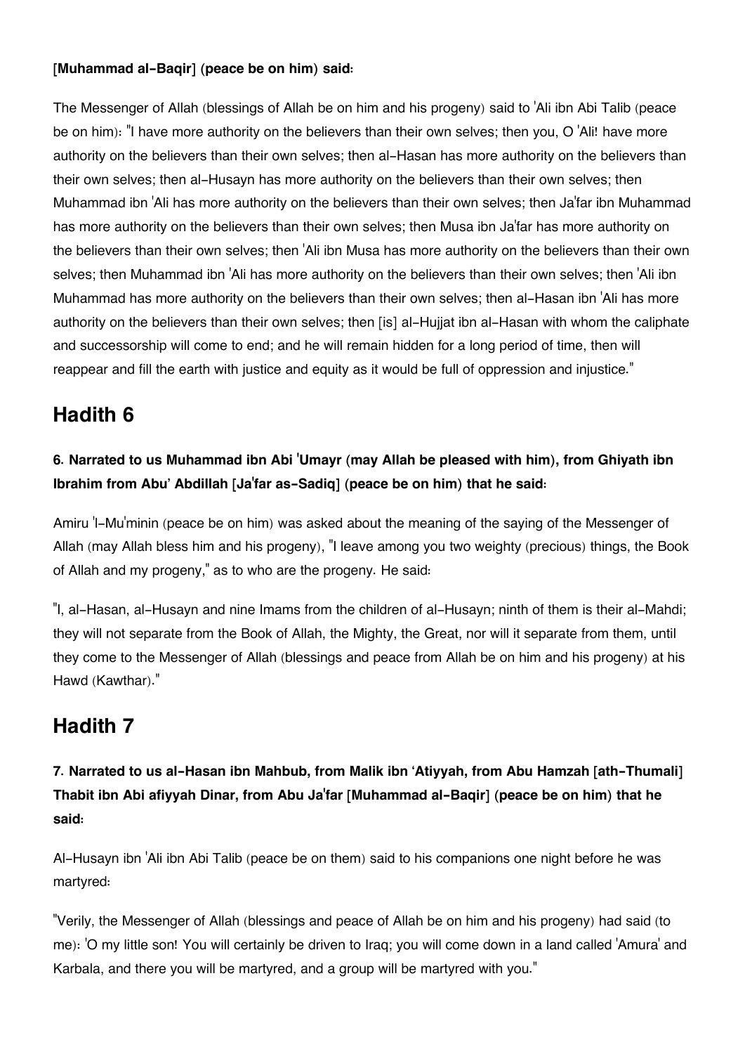**[Muhammad al-Baqir] (peace be on him) said:**

The Messenger of Allah (blessings of Allah be on him and his progeny) said to 'Ali ibn Abi Talib (peace be on him): "I have more authority on the believers than their own selves; then you, O 'Ali! have more authority on the believers than their own selves; then al-Hasan has more authority on the believers than their own selves; then al-Husayn has more authority on the believers than their own selves; then Muhammad ibn 'Ali has more authority on the believers than their own selves; then Ja'far ibn Muhammad has more authority on the believers than their own selves; then Musa ibn Ja'far has more authority on the believers than their own selves; then 'Ali ibn Musa has more authority on the believers than their own selves; then Muhammad ibn 'Ali has more authority on the believers than their own selves; then 'Ali ibn Muhammad has more authority on the believers than their own selves; then al-Hasan ibn 'Ali has more authority on the believers than their own selves; then [is] al-Hujjat ibn al-Hasan with whom the caliphate and successorship will come to end; and he will remain hidden for a long period of time, then will reappear and fill the earth with justice and equity as it would be full of oppression and injustice."

## Hadith 6

### 6. Narrated to us Muhammad ibn Abi 'Umayr (may Allah be pleased with him), from Ghiyath ibn Ibrahim from Abu' Abdillah [Ja'far as-Sadiq] (peace be on him) that he said:

Amiru 'l-Mu'minin (peace be on him) was asked about the meaning of the saying of the Messenger of Allah (may Allah bless him and his progeny), "I leave among you two weighty (precious) things, the Book of Allah and my progeny," as to who are the progeny. He said:

"I, al-Hasan, al-Husayn and nine Imams from the children of al-Husayn; ninth of them is their al-Mahdi; they will not separate from the Book of Allah, the Mighty, the Great, nor will it separate from them, until they come to the Messenger of Allah (blessings and peace from Allah be on him and his progeny) at his Hawd (Kawthar)."

## Hadith 7

### 7. Narrated to us al-Hasan ibn Mahbub, from Malik ibn 'Atiyyah, from Abu Hamzah [ath-Thumali] Thabit ibn Abi afiyyah Dinar, from Abu Ja'far [Muhammad al-Baqir] (peace be on him) that he said:

Al-Husayn ibn 'Ali ibn Abi Talib (peace be on them) said to his companions one night before he was martyred:

"Verily, the Messenger of Allah (blessings and peace of Allah be on him and his progeny) had said (to me): 'O my little son! You will certainly be driven to Iraq; you will come down in a land called 'Amura' and Karbala, and there you will be martyred, and a group will be martyred with you."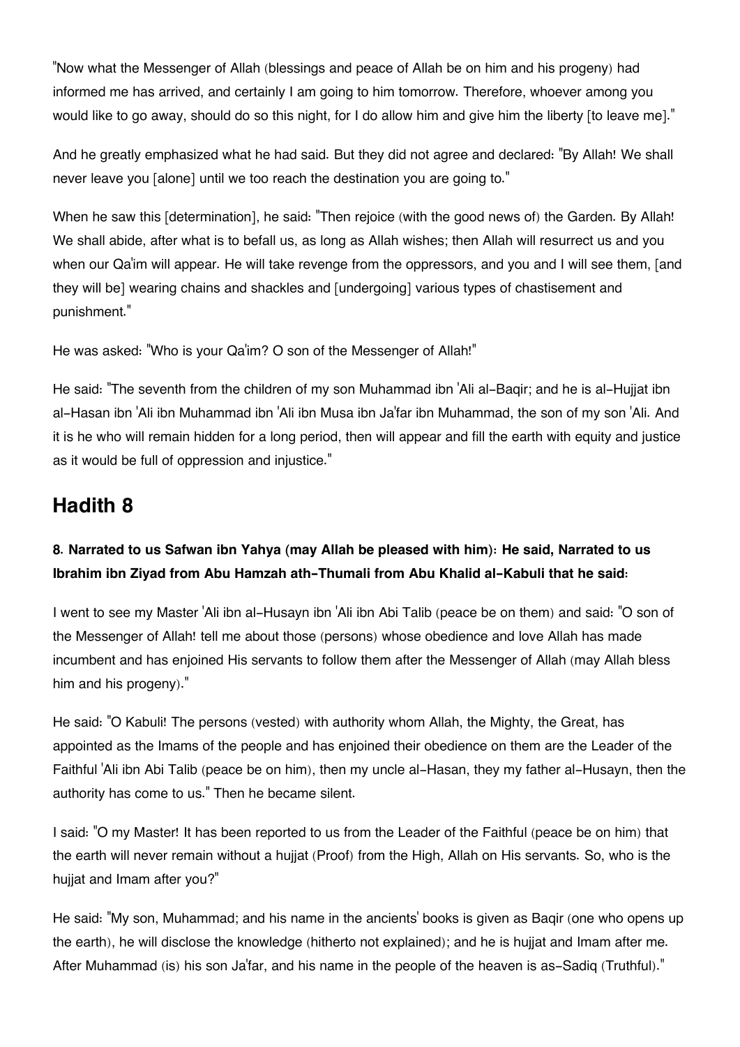"Now what the Messenger of Allah (blessings and peace of Allah be on him and his progeny) had informed me has arrived, and certainly I am going to him tomorrow. Therefore, whoever among you would like to go away, should do so this night, for I do allow him and give him the liberty [to leave me]."

And he greatly emphasized what he had said. But they did not agree and declared: "By Allah! We shall never leave you [alone] until we too reach the destination you are going to."

When he saw this [determination], he said: "Then rejoice (with the good news of) the Garden. By Allah! We shall abide, after what is to befall us, as long as Allah wishes; then Allah will resurrect us and you when our Qa'im will appear. He will take revenge from the oppressors, and you and I will see them, [and they will be] wearing chains and shackles and [undergoing] various types of chastisement and punishment."

He was asked: "Who is your Qa'im? O son of the Messenger of Allah!"

He said: "The seventh from the children of my son Muhammad ibn 'Ali al-Baqir; and he is al-Hujjat ibn al-Hasan ibn 'Ali ibn Muhammad ibn 'Ali ibn Musa ibn Ja'far ibn Muhammad, the son of my son 'Ali. And it is he who will remain hidden for a long period, then will appear and fill the earth with equity and justice as it would be full of oppression and injustice."

## Hadith 8

**8. Narrated to us Safwan ibn Yahya (may Allah be pleased with him): He said, Narrated to us Ibrahim ibn Ziyad from Abu Hamzah ath-Thumali from Abu Khalid al-Kabuli that he said:**

I went to see my Master 'Ali ibn al-Husayn ibn 'Ali ibn Abi Talib (peace be on them) and said: "O son of the Messenger of Allah! tell me about those (persons) whose obedience and love Allah has made incumbent and has enjoined His servants to follow them after the Messenger of Allah (may Allah bless him and his progeny)."

He said: "O Kabuli! The persons (vested) with authority whom Allah, the Mighty, the Great, has appointed as the Imams of the people and has enjoined their obedience on them are the Leader of the Faithful 'Ali ibn Abi Talib (peace be on him), then my uncle al-Hasan, they my father al-Husayn, then the authority has come to us." Then he became silent.

I said: "O my Master! It has been reported to us from the Leader of the Faithful (peace be on him) that the earth will never remain without a hujjat (Proof) from the High, Allah on His servants. So, who is the hujjat and Imam after you?"

He said: "My son, Muhammad; and his name in the ancients' books is given as Baqir (one who opens up the earth), he will disclose the knowledge (hitherto not explained); and he is hujjat and Imam after me. After Muhammad (is) his son Ja'far, and his name in the people of the heaven is as-Sadiq (Truthful)."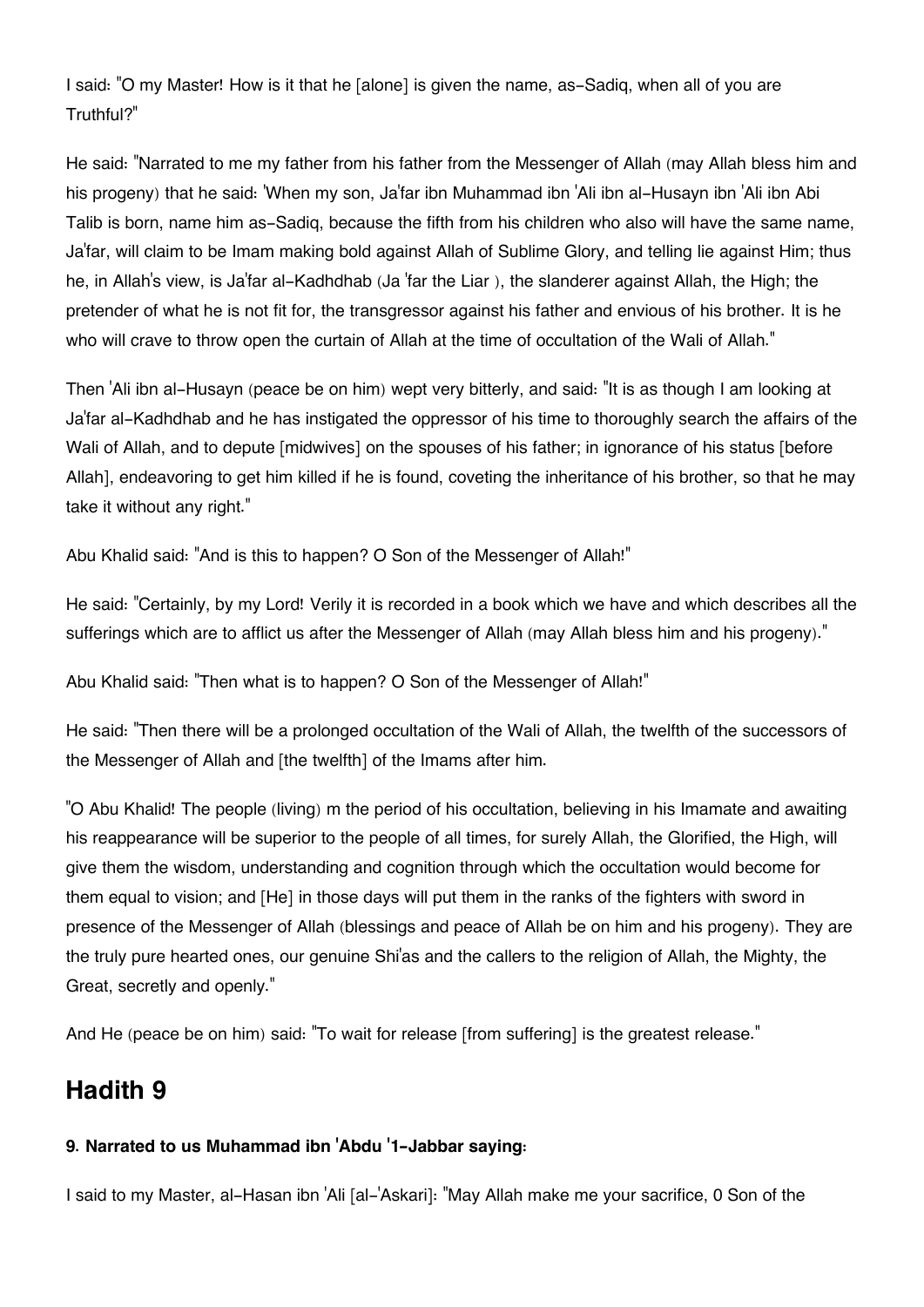I said: "O my Master! How is it that he [alone] is given the name, as-Sadiq, when all of you are Truthful?"

He said: "Narrated to me my father from his father from the Messenger of Allah (may Allah bless him and his progeny) that he said: 'When my son, Ja'far ibn Muhammad ibn 'Ali ibn al-Husayn ibn 'Ali ibn Abi Talib is born, name him as-Sadiq, because the fifth from his children who also will have the same name, Ja'far, will claim to be Imam making bold against Allah of Sublime Glory, and telling lie against Him; thus he, in Allah's view, is Ja'far al-Kadhdhab (Ja 'far the Liar ), the slanderer against Allah, the High; the pretender of what he is not fit for, the transgressor against his father and envious of his brother. It is he who will crave to throw open the curtain of Allah at the time of occultation of the Wali of Allah."

Then 'Ali ibn al-Husayn (peace be on him) wept very bitterly, and said: "It is as though I am looking at Ja'far al-Kadhdhab and he has instigated the oppressor of his time to thoroughly search the affairs of the Wali of Allah, and to depute [midwives] on the spouses of his father; in ignorance of his status [before Allah], endeavoring to get him killed if he is found, coveting the inheritance of his brother, so that he may take it without any right."

Abu Khalid said: "And is this to happen? O Son of the Messenger of Allah!"

He said: "Certainly, by my Lord! Verily it is recorded in a book which we have and which describes all the sufferings which are to afflict us after the Messenger of Allah (may Allah bless him and his progeny)."

Abu Khalid said: "Then what is to happen? O Son of the Messenger of Allah!"

He said: "Then there will be a prolonged occultation of the Wali of Allah, the twelfth of the successors of the Messenger of Allah and [the twelfth] of the Imams after him.

"O Abu Khalid! The people (living) m the period of his occultation, believing in his Imamate and awaiting his reappearance will be superior to the people of all times, for surely Allah, the Glorified, the High, will give them the wisdom, understanding and cognition through which the occultation would become for them equal to vision; and [He] in those days will put them in the ranks of the fighters with sword in presence of the Messenger of Allah (blessings and peace of Allah be on him and his progeny). They are the truly pure hearted ones, our genuine Shi'as and the callers to the religion of Allah, the Mighty, the Great, secretly and openly."

And He (peace be on him) said: "To wait for release [from suffering] is the greatest release."

## Hadith 9

**9. Narrated to us Muhammad ibn 'Abdu '1-Jabbar saying:**

I said to my Master, al-Hasan ibn 'Ali [al-'Askari]: "May Allah make me your sacrifice, 0 Son of the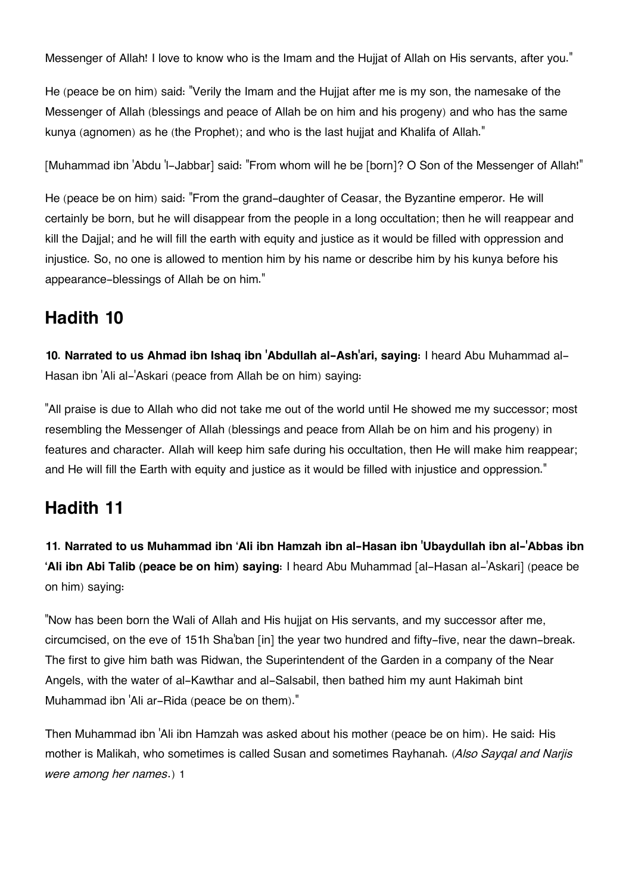Messenger of Allah! I love to know who is the Imam and the Hujjat of Allah on His servants, after you."

He (peace be on him) said: "Verily the Imam and the Hujjat after me is my son, the namesake of the Messenger of Allah (blessings and peace of Allah be on him and his progeny) and who has the same kunya (agnomen) as he (the Prophet); and who is the last hujjat and Khalifa of Allah."

[Muhammad ibn 'Abdu 'l-Jabbar] said: "From whom will he be [born]? O Son of the Messenger of Allah!"

He (peace be on him) said: "From the grand-daughter of Ceasar, the Byzantine emperor. He will certainly be born, but he will disappear from the people in a long occultation; then he will reappear and kill the Dajjal; and he will fill the earth with equity and justice as it would be filled with oppression and injustice. So, no one is allowed to mention him by his name or describe him by his kunya before his appearance-blessings of Allah be on him."

## Hadith 10

**10. Narrated to us Ahmad ibn Ishaq ibn 'Abdullah al-Ash'ari, saying:** I heard Abu Muhammad al-Hasan ibn 'Ali al-'Askari (peace from Allah be on him) saying:

"All praise is due to Allah who did not take me out of the world until He showed me my successor; most resembling the Messenger of Allah (blessings and peace from Allah be on him and his progeny) in features and character. Allah will keep him safe during his occultation, then He will make him reappear; and He will fill the Earth with equity and justice as it would be filled with injustice and oppression."

## Hadith 11

**11. Narrated to us Muhammad ibn 'Ali ibn Hamzah ibn al-Hasan ibn 'Ubaydullah ibn al-'Abbas ibn 'Ali ibn Abi Talib (peace be on him) saying:** I heard Abu Muhammad [al-Hasan al-'Askari] (peace be on him) saying:

"Now has been born the Wali of Allah and His hujjat on His servants, and my successor after me, circumcised, on the eve of 151h Sha'ban [in] the year two hundred and fifty-five, near the dawn-break. The first to give him bath was Ridwan, the Superintendent of the Garden in a company of the Near Angels, with the water of al-Kawthar and al-Salsabil, then bathed him my aunt Hakimah bint Muhammad ibn 'Ali ar-Rida (peace be on them)."

Then Muhammad ibn 'Ali ibn Hamzah was asked about his mother (peace be on him). He said: His mother is Malikah, who sometimes is called Susan and sometimes Rayhanah. (*Also Sayqal and Narjis were among her names.*) 1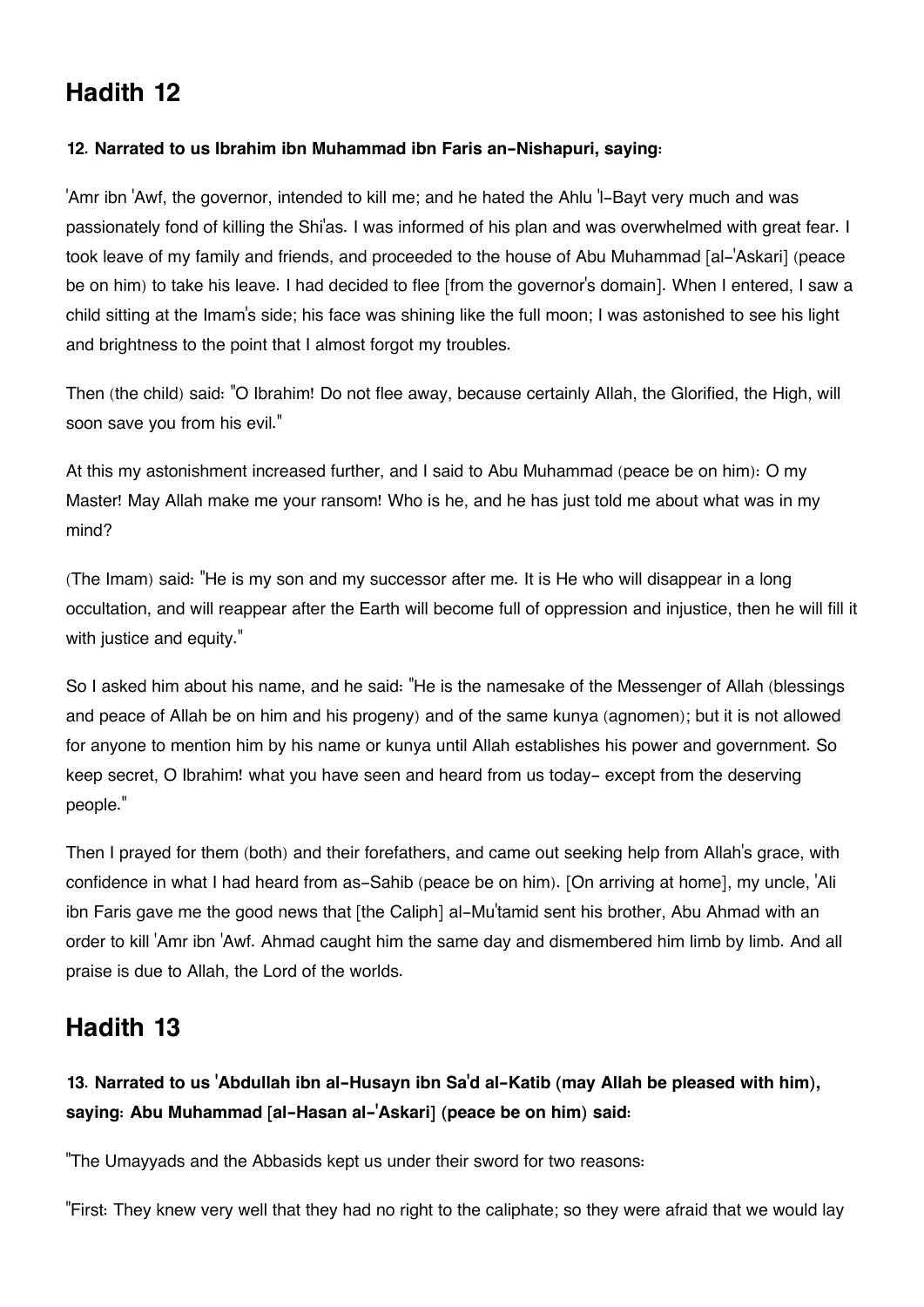## Hadith 12

**12. Narrated to us Ibrahim ibn Muhammad ibn Faris an-Nishapuri, saying:**

'Amr ibn 'Awf, the governor, intended to kill me; and he hated the Ahlu 'l-Bayt very much and was passionately fond of killing the Shi'as. I was informed of his plan and was overwhelmed with great fear. I took leave of my family and friends, and proceeded to the house of Abu Muhammad [al-'Askari] (peace be on him) to take his leave. I had decided to flee [from the governor's domain]. When I entered, I saw a child sitting at the Imam's side; his face was shining like the full moon; I was astonished to see his light and brightness to the point that I almost forgot my troubles.

Then (the child) said: "O Ibrahim! Do not flee away, because certainly Allah, the Glorified, the High, will soon save you from his evil."

At this my astonishment increased further, and I said to Abu Muhammad (peace be on him): O my Master! May Allah make me your ransom! Who is he, and he has just told me about what was in my mind?

(The Imam) said: "He is my son and my successor after me. It is He who will disappear in a long occultation, and will reappear after the Earth will become full of oppression and injustice, then he will fill it with justice and equity."

So I asked him about his name, and he said: "He is the namesake of the Messenger of Allah (blessings and peace of Allah be on him and his progeny) and of the same kunya (agnomen); but it is not allowed for anyone to mention him by his name or kunya until Allah establishes his power and government. So keep secret, O Ibrahim! what you have seen and heard from us today- except from the deserving people."

Then I prayed for them (both) and their forefathers, and came out seeking help from Allah's grace, with confidence in what I had heard from as-Sahib (peace be on him). [On arriving at home], my uncle, 'Ali ibn Faris gave me the good news that [the Caliph] al-Mu'tamid sent his brother, Abu Ahmad with an order to kill 'Amr ibn 'Awf. Ahmad caught him the same day and dismembered him limb by limb. And all praise is due to Allah, the Lord of the worlds.

## Hadith 13

### 13. Narrated to us 'Abdullah ibn al-Husayn ibn Sa'd al-Katib (may Allah be pleased with him), saying: Abu Muhammad [al-Hasan al-'Askari] (peace be on him) said:

"The Umayyads and the Abbasids kept us under their sword for two reasons:

"First: They knew very well that they had no right to the caliphate; so they were afraid that we would lay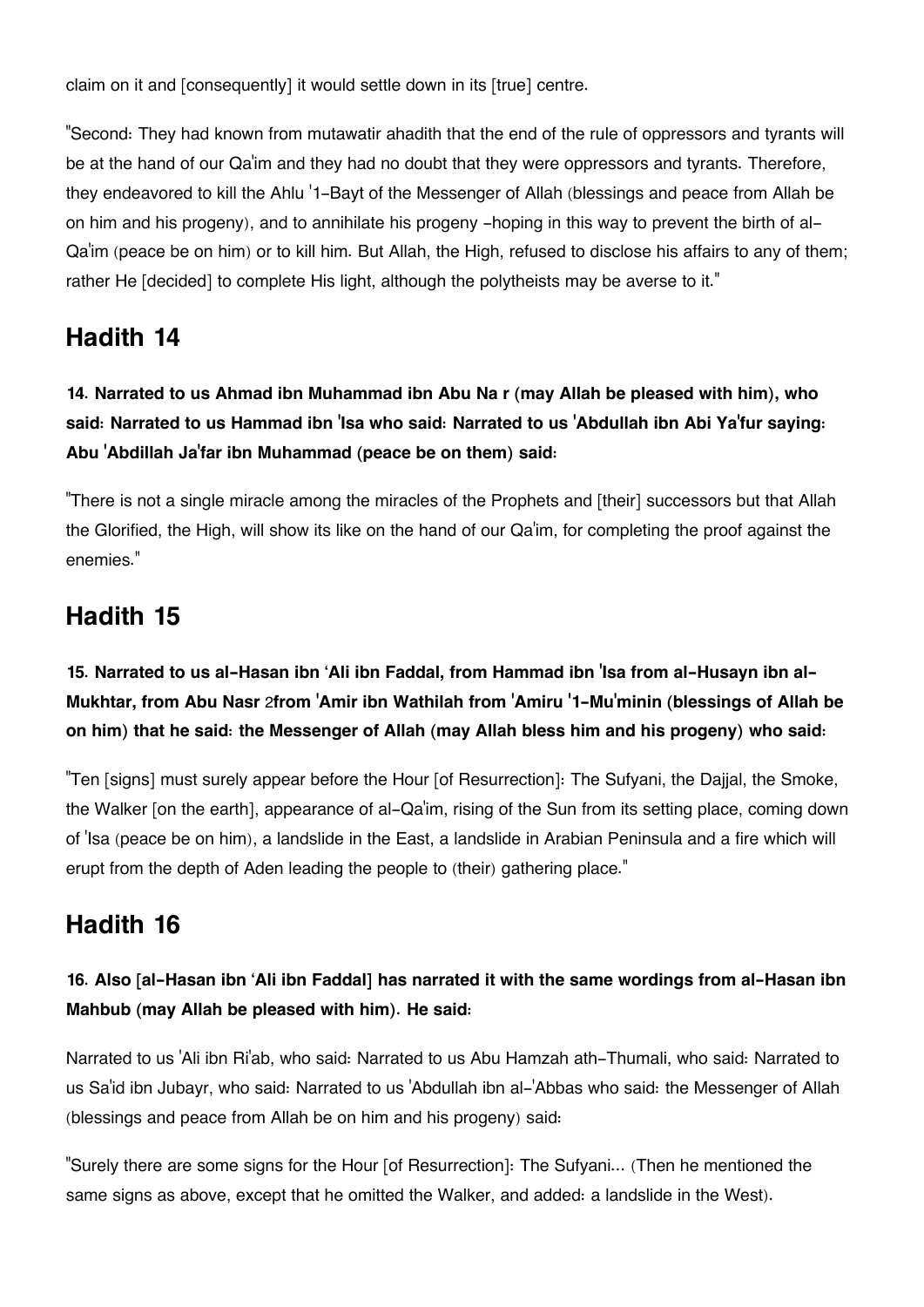claim on it and [consequently] it would settle down in its [true] centre.

"Second: They had known from mutawatir ahadith that the end of the rule of oppressors and tyrants will be at the hand of our Qa'im and they had no doubt that they were oppressors and tyrants. Therefore, they endeavored to kill the Ahlu '1-Bayt of the Messenger of Allah (blessings and peace from Allah be on him and his progeny), and to annihilate his progeny -hoping in this way to prevent the birth of al-Qa'im (peace be on him) or to kill him. But Allah, the High, refused to disclose his affairs to any of them; rather He [decided] to complete His light, although the polytheists may be averse to it."

## Hadith 14

**14. Narrated to us Ahmad ibn Muhammad ibn Abu Na r (may Allah be pleased with him), who said: Narrated to us Hammad ibn 'Isa who said: Narrated to us 'Abdullah ibn Abi Ya'fur saying: Abu 'Abdillah Ja'far ibn Muhammad (peace be on them) said:**

"There is not a single miracle among the miracles of the Prophets and [their] successors but that Allah the Glorified, the High, will show its like on the hand of our Qa'im, for completing the proof against the enemies."

## Hadith 15

**15. Narrated to us al-Hasan ibn 'Ali ibn Faddal, from Hammad ibn 'Isa from al-Husayn ibn al-Mukhtar, from Abu Nasr** 2**from 'Amir ibn Wathilah from 'Amiru '1-Mu'minin (blessings of Allah be on him) that he said: the Messenger of Allah (may Allah bless him and his progeny) who said:**

"Ten [signs] must surely appear before the Hour [of Resurrection]: The Sufyani, the Dajjal, the Smoke, the Walker [on the earth], appearance of al-Qa'im, rising of the Sun from its setting place, coming down of 'Isa (peace be on him), a landslide in the East, a landslide in Arabian Peninsula and a fire which will erupt from the depth of Aden leading the people to (their) gathering place."

## Hadith 16

**16. Also [al-Hasan ibn 'Ali ibn Faddal] has narrated it with the same wordings from al-Hasan ibn Mahbub (may Allah be pleased with him). He said:**

Narrated to us 'Ali ibn Ri'ab, who said: Narrated to us Abu Hamzah ath-Thumali, who said: Narrated to us Sa'id ibn Jubayr, who said: Narrated to us 'Abdullah ibn al-'Abbas who said: the Messenger of Allah (blessings and peace from Allah be on him and his progeny) said:

"Surely there are some signs for the Hour [of Resurrection]: The Sufyani... (Then he mentioned the same signs as above, except that he omitted the Walker, and added: a landslide in the West).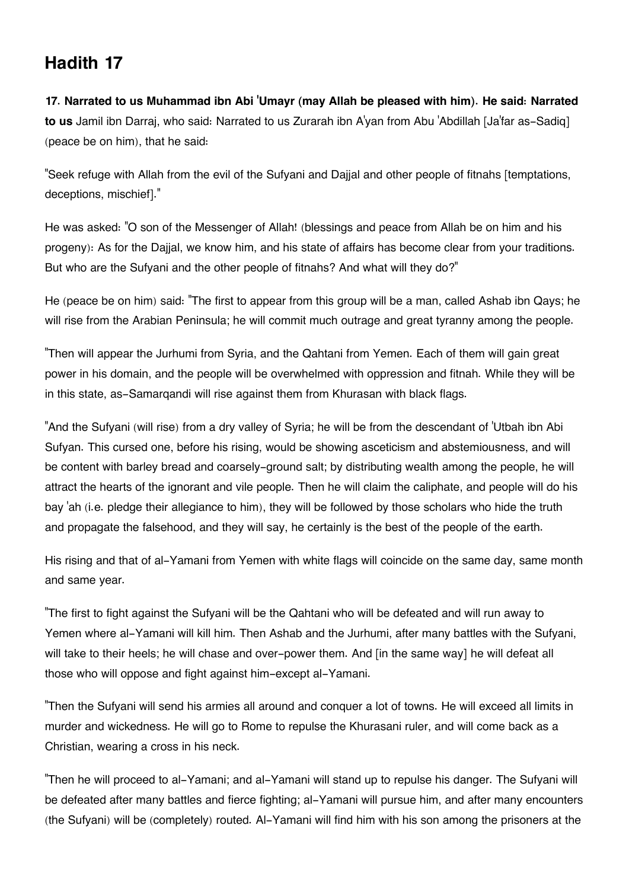## Hadith 17

**17. Narrated to us Muhammad ibn Abi 'Umayr (may Allah be pleased with him). He said: Narrated to us** Jamil ibn Darraj, who said: Narrated to us Zurarah ibn A'yan from Abu 'Abdillah [Ja'far as-Sadiq] (peace be on him), that he said:

"Seek refuge with Allah from the evil of the Sufyani and Dajjal and other people of fitnahs [temptations, deceptions, mischief]."

He was asked: "O son of the Messenger of Allah! (blessings and peace from Allah be on him and his progeny): As for the Dajjal, we know him, and his state of affairs has become clear from your traditions. But who are the Sufyani and the other people of fitnahs? And what will they do?"

He (peace be on him) said: "The first to appear from this group will be a man, called Ashab ibn Qays; he will rise from the Arabian Peninsula; he will commit much outrage and great tyranny among the people.

"Then will appear the Jurhumi from Syria, and the Qahtani from Yemen. Each of them will gain great power in his domain, and the people will be overwhelmed with oppression and fitnah. While they will be in this state, as-Samarqandi will rise against them from Khurasan with black flags.

"And the Sufyani (will rise) from a dry valley of Syria; he will be from the descendant of 'Utbah ibn Abi Sufyan. This cursed one, before his rising, would be showing asceticism and abstemiousness, and will be content with barley bread and coarsely-ground salt; by distributing wealth among the people, he will attract the hearts of the ignorant and vile people. Then he will claim the caliphate, and people will do his bay 'ah (i.e. pledge their allegiance to him), they will be followed by those scholars who hide the truth and propagate the falsehood, and they will say, he certainly is the best of the people of the earth.

His rising and that of al-Yamani from Yemen with white flags will coincide on the same day, same month and same year.

"The first to fight against the Sufyani will be the Qahtani who will be defeated and will run away to Yemen where al-Yamani will kill him. Then Ashab and the Jurhumi, after many battles with the Sufyani, will take to their heels; he will chase and over-power them. And [in the same way] he will defeat all those who will oppose and fight against him-except al-Yamani.

"Then the Sufyani will send his armies all around and conquer a lot of towns. He will exceed all limits in murder and wickedness. He will go to Rome to repulse the Khurasani ruler, and will come back as a Christian, wearing a cross in his neck.

"Then he will proceed to al-Yamani; and al-Yamani will stand up to repulse his danger. The Sufyani will be defeated after many battles and fierce fighting; al-Yamani will pursue him, and after many encounters (the Sufyani) will be (completely) routed. Al-Yamani will find him with his son among the prisoners at the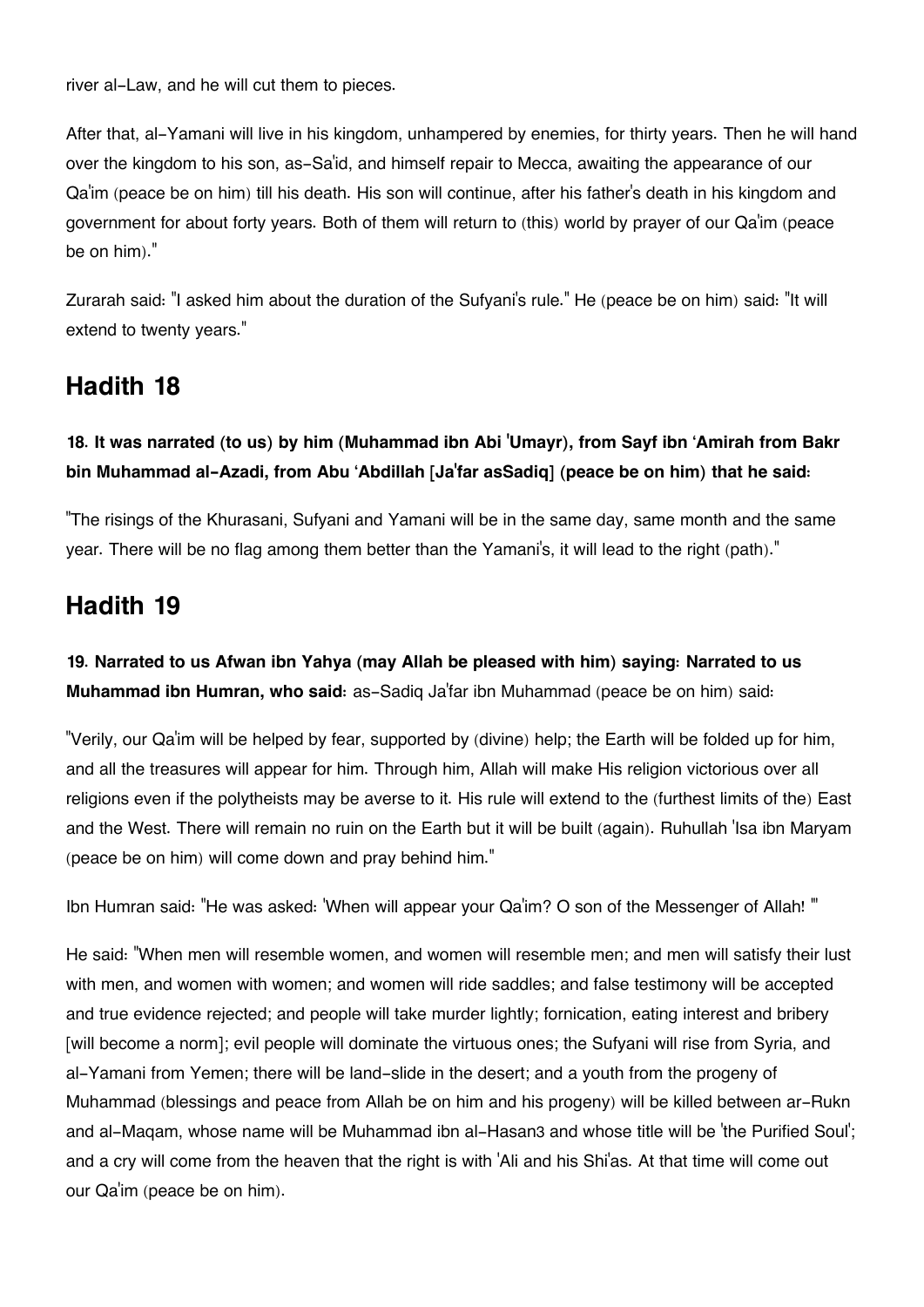river al-Law, and he will cut them to pieces.

After that, al-Yamani will live in his kingdom, unhampered by enemies, for thirty years. Then he will hand over the kingdom to his son, as-Sa'id, and himself repair to Mecca, awaiting the appearance of our Qa'im (peace be on him) till his death. His son will continue, after his father's death in his kingdom and government for about forty years. Both of them will return to (this) world by prayer of our Qa'im (peace be on him)."

Zurarah said: "I asked him about the duration of the Sufyani's rule." He (peace be on him) said: "It will extend to twenty years."

## Hadith 18

**18. It was narrated (to us) by him (Muhammad ibn Abi 'Umayr), from Sayf ibn 'Amirah from Bakr bin Muhammad al-Azadi, from Abu 'Abdillah [Ja'far asSadiq] (peace be on him) that he said:**

"The risings of the Khurasani, Sufyani and Yamani will be in the same day, same month and the same year. There will be no flag among them better than the Yamani's, it will lead to the right (path)."

## Hadith 19

**19. Narrated to us Afwan ibn Yahya (may Allah be pleased with him) saying: Narrated to us Muhammad ibn Humran, who said:** as-Sadiq Ja'far ibn Muhammad (peace be on him) said:

"Verily, our Qa'im will be helped by fear, supported by (divine) help; the Earth will be folded up for him, and all the treasures will appear for him. Through him, Allah will make His religion victorious over all religions even if the polytheists may be averse to it. His rule will extend to the (furthest limits of the) East and the West. There will remain no ruin on the Earth but it will be built (again). Ruhullah 'Isa ibn Maryam (peace be on him) will come down and pray behind him."

Ibn Humran said: "He was asked: 'When will appear your Qa'im? O son of the Messenger of Allah! '"

He said: "When men will resemble women, and women will resemble men; and men will satisfy their lust with men, and women with women; and women will ride saddles; and false testimony will be accepted and true evidence rejected; and people will take murder lightly; fornication, eating interest and bribery [will become a norm]; evil people will dominate the virtuous ones; the Sufyani will rise from Syria, and al-Yamani from Yemen; there will be land-slide in the desert; and a youth from the progeny of Muhammad (blessings and peace from Allah be on him and his progeny) will be killed between ar-Rukn and al-Maqam, whose name will be Muhammad ibn al-Hasan[3] and whose title will be 'the Purified Soul'; and a cry will come from the heaven that the right is with 'Ali and his Shi'as. At that time will come out our Qa'im (peace be on him).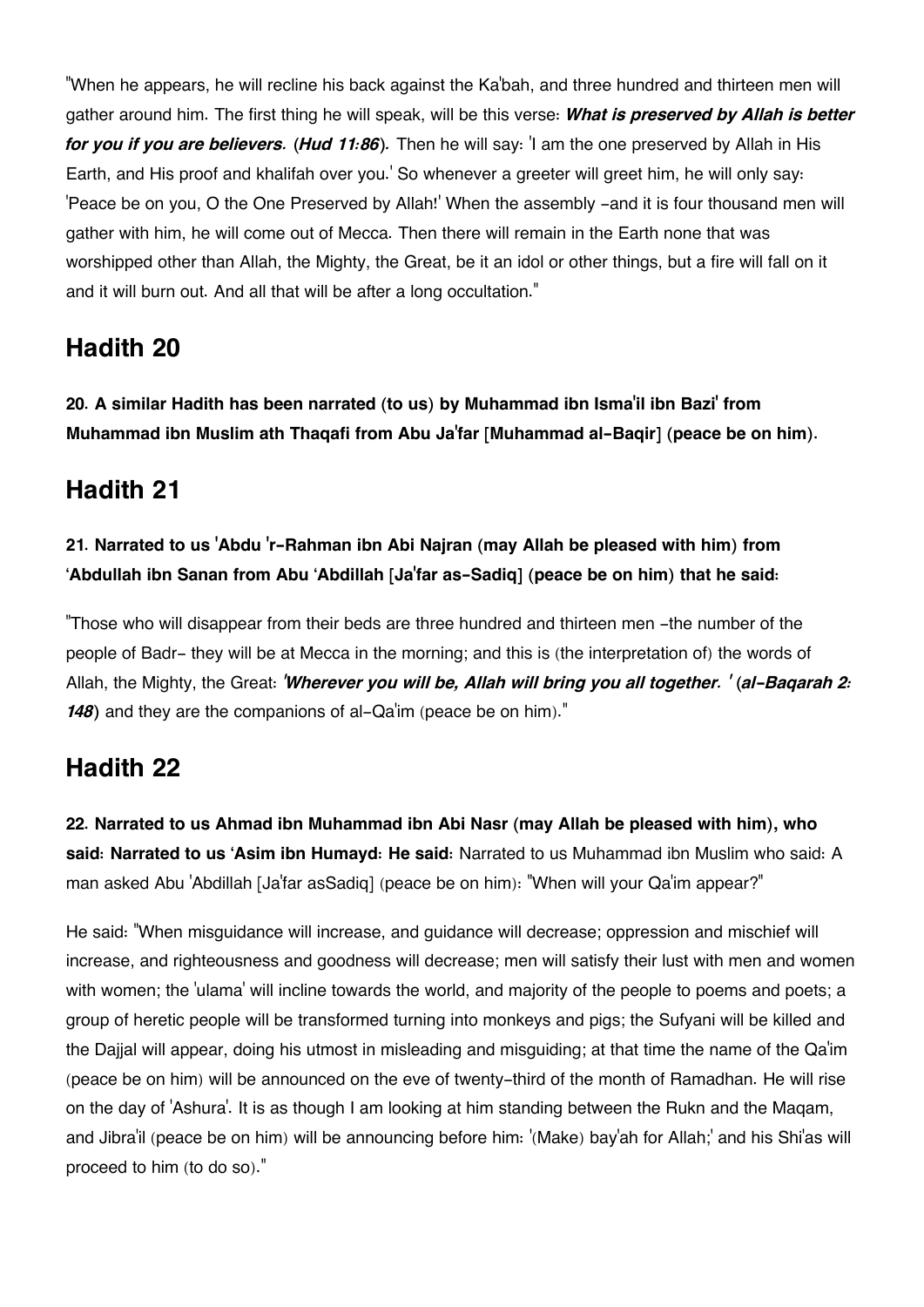"When he appears, he will recline his back against the Ka'bah, and three hundred and thirteen men will gather around him. The first thing he will speak, will be this verse: ***What is preserved by Allah is better for you if you are believers.* (*Hud 11:86*).** Then he will say: 'I am the one preserved by Allah in His Earth, and His proof and khalifah over you.' So whenever a greeter will greet him, he will only say: 'Peace be on you, O the One Preserved by Allah!' When the assembly -and it is four thousand men will gather with him, he will come out of Mecca. Then there will remain in the Earth none that was worshipped other than Allah, the Mighty, the Great, be it an idol or other things, but a fire will fall on it and it will burn out. And all that will be after a long occultation."

## Hadith 20

**20. A similar Hadith has been narrated (to us) by Muhammad ibn Isma'il ibn Bazi' from Muhammad ibn Muslim ath Thaqafi from Abu Ja'far [Muhammad al-Baqir] (peace be on him).**

## Hadith 21

### 21. Narrated to us 'Abdu 'r-Rahman ibn Abi Najran (may Allah be pleased with him) from 'Abdullah ibn Sanan from Abu 'Abdillah [Ja'far as-Sadiq] (peace be on him) that he said:

"Those who will disappear from their beds are three hundred and thirteen men -the number of the people of Badr- they will be at Mecca in the morning; and this is (the interpretation of) the words of Allah, the Mighty, the Great: ***'Wherever you will be, Allah will bring you all together. '* (*al-Baqarah 2: 148*)** and they are the companions of al-Qa'im (peace be on him)."

## Hadith 22

**22. Narrated to us Ahmad ibn Muhammad ibn Abi Nasr (may Allah be pleased with him), who said: Narrated to us 'Asim ibn Humayd: He said:** Narrated to us Muhammad ibn Muslim who said: A man asked Abu 'Abdillah [Ja'far asSadiq] (peace be on him): "When will your Qa'im appear?"

He said: "When misguidance will increase, and guidance will decrease; oppression and mischief will increase, and righteousness and goodness will decrease; men will satisfy their lust with men and women with women; the 'ulama' will incline towards the world, and majority of the people to poems and poets; a group of heretic people will be transformed turning into monkeys and pigs; the Sufyani will be killed and the Dajjal will appear, doing his utmost in misleading and misguiding; at that time the name of the Qa'im (peace be on him) will be announced on the eve of twenty-third of the month of Ramadhan. He will rise on the day of 'Ashura'. It is as though I am looking at him standing between the Rukn and the Maqam, and Jibra'il (peace be on him) will be announcing before him: '(Make) bay'ah for Allah;' and his Shi'as will proceed to him (to do so)."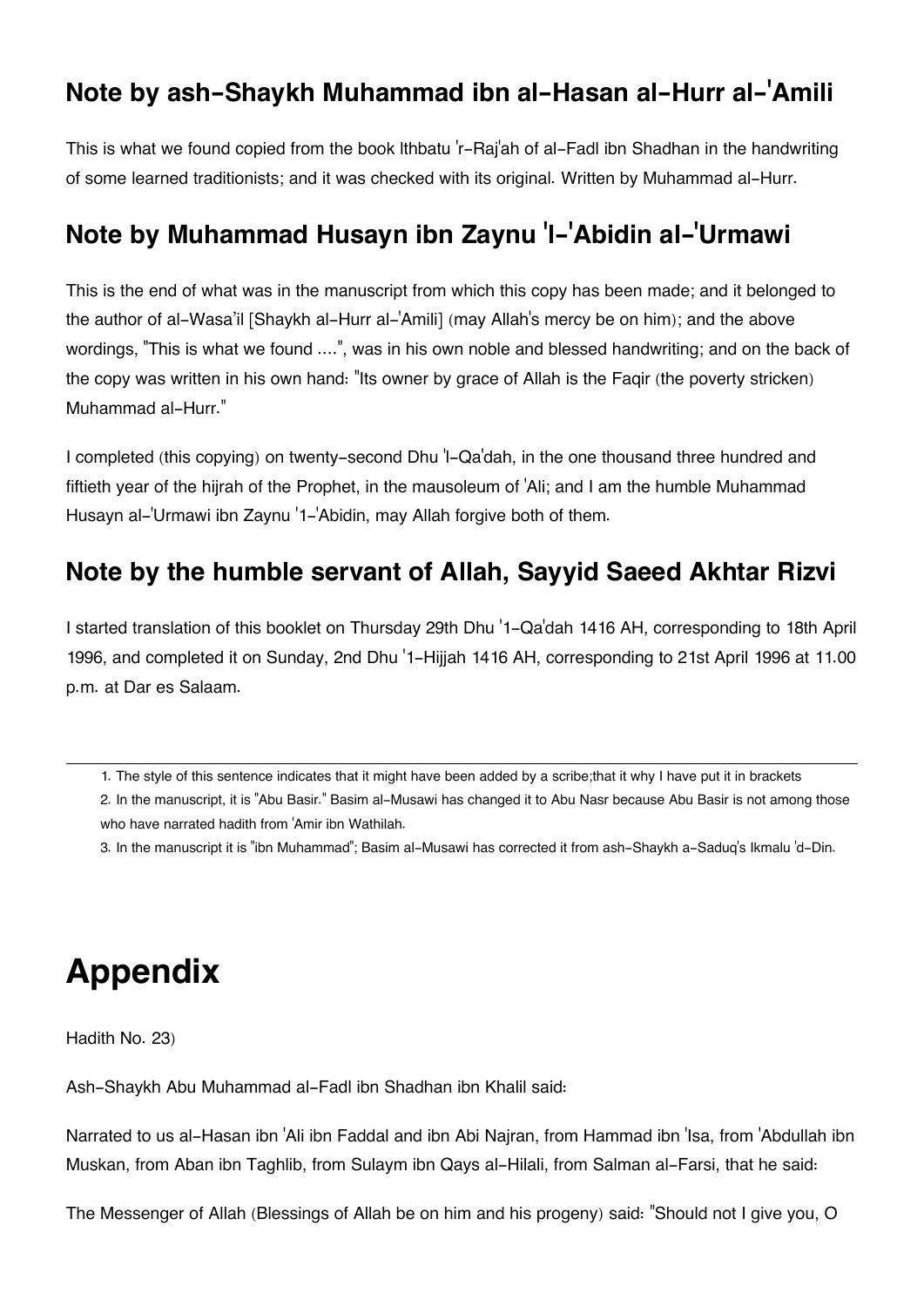## Note by ash-Shaykh Muhammad ibn al-Hasan al-Hurr al-'Amili

This is what we found copied from the book Ithbatu 'r-Raj'ah of al-Fadl ibn Shadhan in the handwriting of some learned traditionists; and it was checked with its original. Written by Muhammad al-Hurr.

## Note by Muhammad Husayn ibn Zaynu 'l-'Abidin al-'Urmawi

This is the end of what was in the manuscript from which this copy has been made; and it belonged to the author of al-Wasa'il [Shaykh al-Hurr al-'Amili] (may Allah's mercy be on him); and the above wordings, "This is what we found ....", was in his own noble and blessed handwriting; and on the back of the copy was written in his own hand: "Its owner by grace of Allah is the Faqir (the poverty stricken) Muhammad al-Hurr."

I completed (this copying) on twenty-second Dhu 'l-Qa'dah, in the one thousand three hundred and fiftieth year of the hijrah of the Prophet, in the mausoleum of 'Ali; and I am the humble Muhammad Husayn al-'Urmawi ibn Zaynu '1-'Abidin, may Allah forgive both of them.

## Note by the humble servant of Allah, Sayyid Saeed Akhtar Rizvi

I started translation of this booklet on Thursday 29th Dhu '1-Qa'dah 1416 AH, corresponding to 18th April 1996, and completed it on Sunday, 2nd Dhu '1-Hijjah 1416 AH, corresponding to 21st April 1996 at 11.00 p.m. at Dar es Salaam.

---

1. The style of this sentence indicates that it might have been added by a scribe;that it why I have put it in brackets
2. In the manuscript, it is "Abu Basir." Basim al-Musawi has changed it to Abu Nasr because Abu Basir is not among those who have narrated hadith from 'Amir ibn Wathilah.
3. In the manuscript it is "ibn Muhammad"; Basim al-Musawi has corrected it from ash-Shaykh a-Saduq's Ikmalu 'd-Din.

# Appendix

Hadith No. 23)

Ash-Shaykh Abu Muhammad al-Fadl ibn Shadhan ibn Khalil said:

Narrated to us al-Hasan ibn 'Ali ibn Faddal and ibn Abi Najran, from Hammad ibn 'Isa, from 'Abdullah ibn Muskan, from Aban ibn Taghlib, from Sulaym ibn Qays al-Hilali, from Salman al-Farsi, that he said:

The Messenger of Allah (Blessings of Allah be on him and his progeny) said: "Should not I give you, O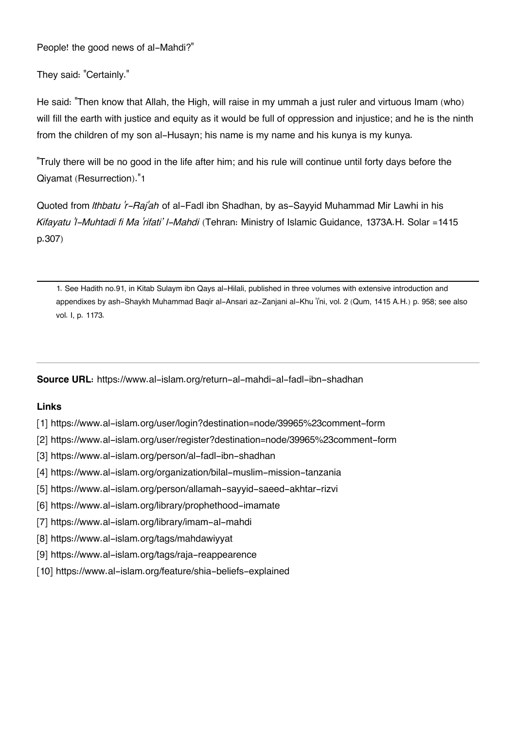People! the good news of al-Mahdi?"

They said: "Certainly."

He said: "Then know that Allah, the High, will raise in my ummah a just ruler and virtuous Imam (who) will fill the earth with justice and equity as it would be full of oppression and injustice; and he is the ninth from the children of my son al-Husayn; his name is my name and his kunya is my kunya.

"Truly there will be no good in the life after him; and his rule will continue until forty days before the Qiyamat (Resurrection)."[1]

Quoted from *Ithbatu 'r-Raj'ah* of al-Fadl ibn Shadhan, by as-Sayyid Muhammad Mir Lawhi in his *Kifayatu 'l-Muhtadi fi Ma 'rifati' l-Mahdi* (Tehran: Ministry of Islamic Guidance, 1373A.H. Solar =1415 p.307)

---

1. See Hadith no.91, in Kitab Sulaym ibn Qays al-Hilali, published in three volumes with extensive introduction and appendixes by ash-Shaykh Muhammad Baqir al-Ansari az-Zanjani al-Khu 'i'ni, vol. 2 (Qum, 1415 A.H.) p. 958; see also vol. I, p. 1173.

---

**Source URL:** https://www.al-islam.org/return-al-mahdi-al-fadl-ibn-shadhan

**Links**

[1] https://www.al-islam.org/user/login?destination=node/39965%23comment-form
[2] https://www.al-islam.org/user/register?destination=node/39965%23comment-form
[3] https://www.al-islam.org/person/al-fadl-ibn-shadhan
[4] https://www.al-islam.org/organization/bilal-muslim-mission-tanzania
[5] https://www.al-islam.org/person/allamah-sayyid-saeed-akhtar-rizvi
[6] https://www.al-islam.org/library/prophethood-imamate
[7] https://www.al-islam.org/library/imam-al-mahdi
[8] https://www.al-islam.org/tags/mahdawiyyat
[9] https://www.al-islam.org/tags/raja-reappearence
[10] https://www.al-islam.org/feature/shia-beliefs-explained